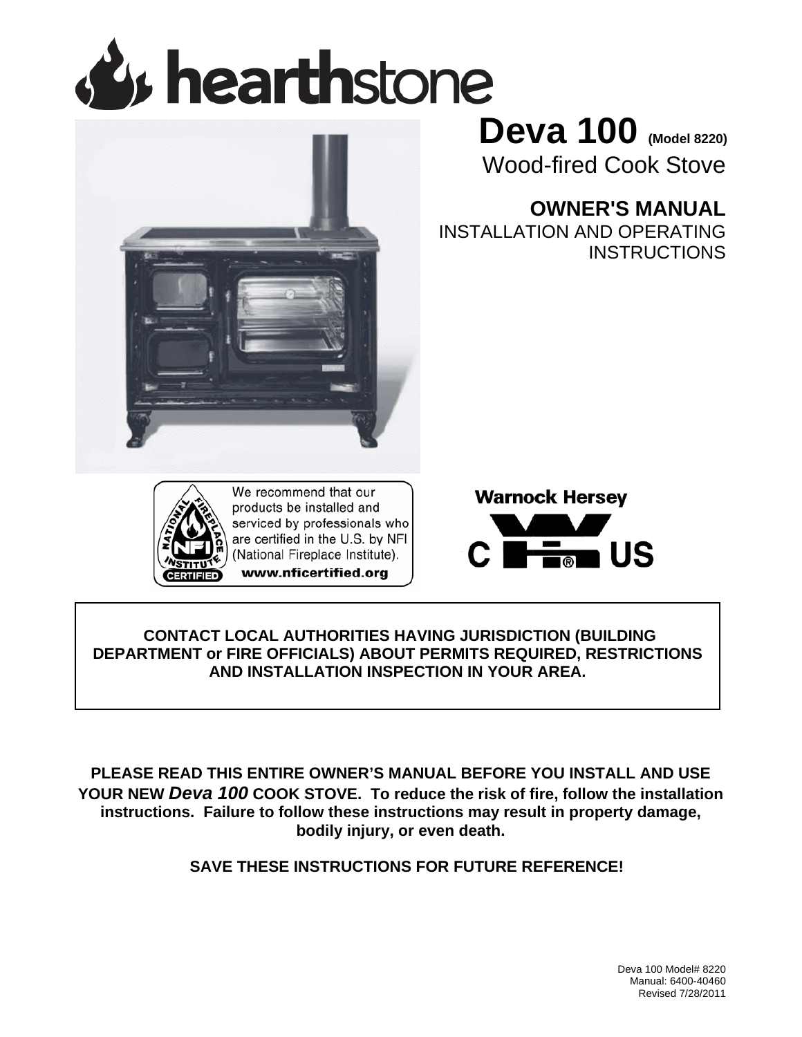# hearthstone

# Deva 100 (Model 8220)

Wood-fired Cook Stove

**OWNER'S MANUAL**

INSTALLATION AND OPERATING INSTRUCTIONS

We recommend that our products be installed and serviced by professionals who are certified in the U.S. by NFI (National Fireplace Institute).
www.nficertified.org

Warnock Hersey

C US

**CONTACT LOCAL AUTHORITIES HAVING JURISDICTION (BUILDING DEPARTMENT or FIRE OFFICIALS) ABOUT PERMITS REQUIRED, RESTRICTIONS AND INSTALLATION INSPECTION IN YOUR AREA.**

**PLEASE READ THIS ENTIRE OWNER'S MANUAL BEFORE YOU INSTALL AND USE YOUR NEW *Deva 100* COOK STOVE. To reduce the risk of fire, follow the installation instructions. Failure to follow these instructions may result in property damage, bodily injury, or even death.**

**SAVE THESE INSTRUCTIONS FOR FUTURE REFERENCE!**

Deva 100 Model# 8220
Manual: 6400-40460
Revised 7/28/2011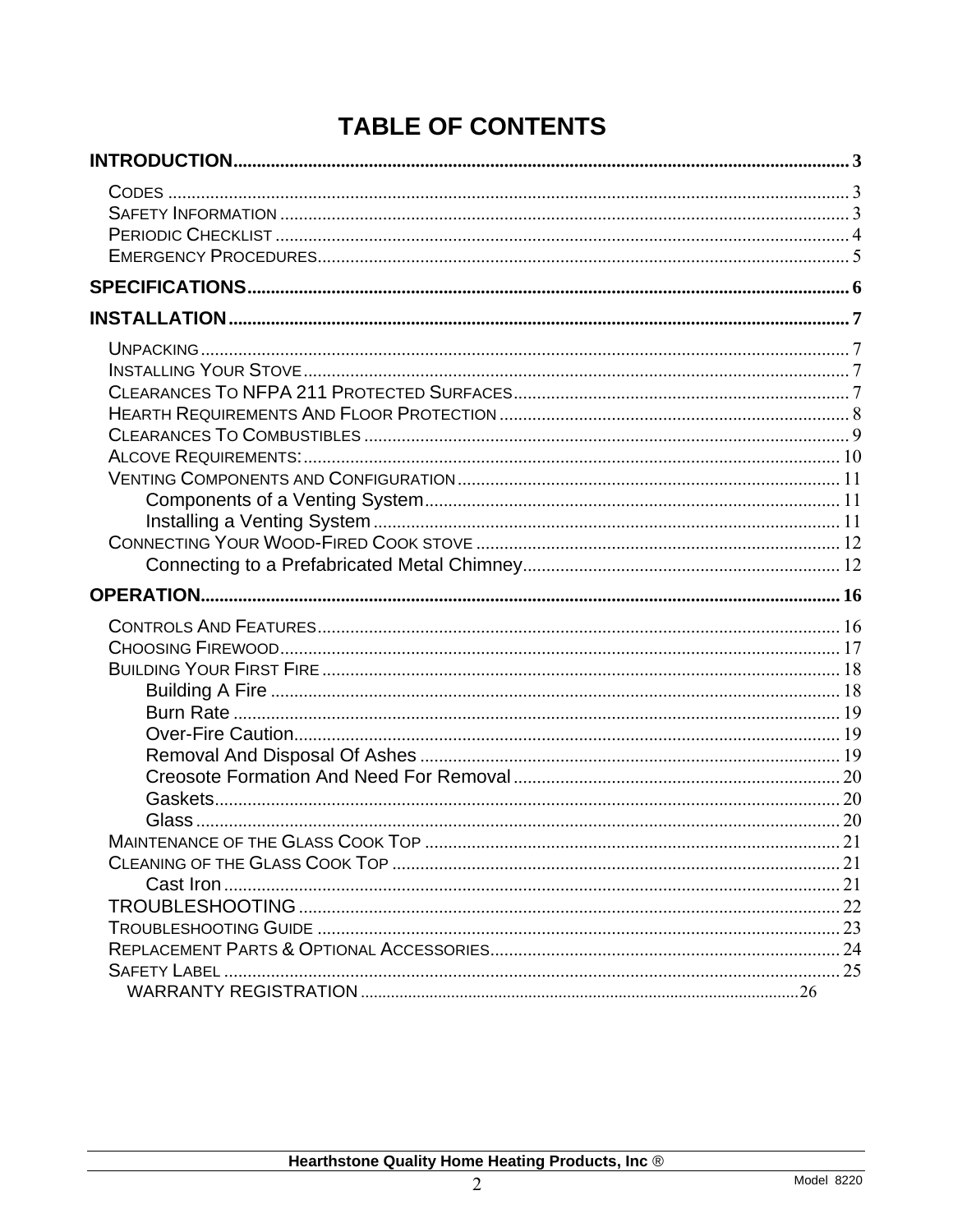# TABLE OF CONTENTS

**INTRODUCTION** .......... 3

- CODES .......... 3
- SAFETY INFORMATION .......... 3
- PERIODIC CHECKLIST .......... 4
- EMERGENCY PROCEDURES .......... 5

**SPECIFICATIONS** .......... 6

**INSTALLATION** .......... 7

- UNPACKING .......... 7
- INSTALLING YOUR STOVE .......... 7
- CLEARANCES TO NFPA 211 PROTECTED SURFACES .......... 7
- HEARTH REQUIREMENTS AND FLOOR PROTECTION .......... 8
- CLEARANCES TO COMBUSTIBLES .......... 9
- ALCOVE REQUIREMENTS: .......... 10
- VENTING COMPONENTS AND CONFIGURATION .......... 11
  - Components of a Venting System .......... 11
  - Installing a Venting System .......... 11
- CONNECTING YOUR WOOD-FIRED COOK STOVE .......... 12
  - Connecting to a Prefabricated Metal Chimney .......... 12

**OPERATION** .......... 16

- CONTROLS AND FEATURES .......... 16
- CHOOSING FIREWOOD .......... 17
- BUILDING YOUR FIRST FIRE .......... 18
  - Building A Fire .......... 18
  - Burn Rate .......... 19
  - Over-Fire Caution .......... 19
  - Removal And Disposal Of Ashes .......... 19
  - Creosote Formation And Need For Removal .......... 20
  - Gaskets .......... 20
  - Glass .......... 20
- MAINTENANCE OF THE GLASS COOK TOP .......... 21
- CLEANING OF THE GLASS COOK TOP .......... 21
  - Cast Iron .......... 21
- TROUBLESHOOTING .......... 22
- TROUBLESHOOTING GUIDE .......... 23
- REPLACEMENT PARTS & OPTIONAL ACCESSORIES .......... 24
- SAFETY LABEL .......... 25
- WARRANTY REGISTRATION .......... 26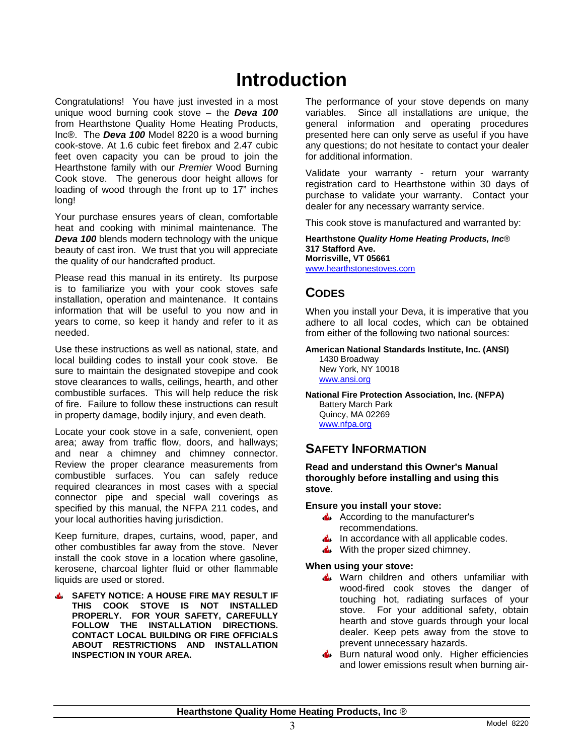# Introduction

Congratulations! You have just invested in a most unique wood burning cook stove – the ***Deva 100*** from Hearthstone Quality Home Heating Products, Inc®. The ***Deva 100*** Model 8220 is a wood burning cook-stove. At 1.6 cubic feet firebox and 2.47 cubic feet oven capacity you can be proud to join the Hearthstone family with our *Premier* Wood Burning Cook stove. The generous door height allows for loading of wood through the front up to 17" inches long!

Your purchase ensures years of clean, comfortable heat and cooking with minimal maintenance. The ***Deva 100*** blends modern technology with the unique beauty of cast iron. We trust that you will appreciate the quality of our handcrafted product.

Please read this manual in its entirety. Its purpose is to familiarize you with your cook stoves safe installation, operation and maintenance. It contains information that will be useful to you now and in years to come, so keep it handy and refer to it as needed.

Use these instructions as well as national, state, and local building codes to install your cook stove. Be sure to maintain the designated stovepipe and cook stove clearances to walls, ceilings, hearth, and other combustible surfaces. This will help reduce the risk of fire. Failure to follow these instructions can result in property damage, bodily injury, and even death.

Locate your cook stove in a safe, convenient, open area; away from traffic flow, doors, and hallways; and near a chimney and chimney connector. Review the proper clearance measurements from combustible surfaces. You can safely reduce required clearances in most cases with a special connector pipe and special wall coverings as specified by this manual, the NFPA 211 codes, and your local authorities having jurisdiction.

Keep furniture, drapes, curtains, wood, paper, and other combustibles far away from the stove. Never install the cook stove in a location where gasoline, kerosene, charcoal lighter fluid or other flammable liquids are used or stored.

- **SAFETY NOTICE: A HOUSE FIRE MAY RESULT IF THIS COOK STOVE IS NOT INSTALLED PROPERLY. FOR YOUR SAFETY, CAREFULLY FOLLOW THE INSTALLATION DIRECTIONS. CONTACT LOCAL BUILDING OR FIRE OFFICIALS ABOUT RESTRICTIONS AND INSTALLATION INSPECTION IN YOUR AREA.**

The performance of your stove depends on many variables. Since all installations are unique, the general information and operating procedures presented here can only serve as useful if you have any questions; do not hesitate to contact your dealer for additional information.

Validate your warranty - return your warranty registration card to Hearthstone within 30 days of purchase to validate your warranty. Contact your dealer for any necessary warranty service.

This cook stove is manufactured and warranted by:

**Hearthstone *Quality Home Heating Products, Inc*®**
**317 Stafford Ave.**
**Morrisville, VT 05661**
www.hearthstonestoves.com

## Codes

When you install your Deva, it is imperative that you adhere to all local codes, which can be obtained from either of the following two national sources:

**American National Standards Institute, Inc. (ANSI)**
1430 Broadway
New York, NY 10018
www.ansi.org

**National Fire Protection Association, Inc. (NFPA)**
Battery March Park
Quincy, MA 02269
www.nfpa.org

## Safety Information

**Read and understand this Owner's Manual thoroughly before installing and using this stove.**

**Ensure you install your stove:**

- According to the manufacturer's recommendations.
- In accordance with all applicable codes.
- With the proper sized chimney.

**When using your stove:**

- Warn children and others unfamiliar with wood-fired cook stoves the danger of touching hot, radiating surfaces of your stove. For your additional safety, obtain hearth and stove guards through your local dealer. Keep pets away from the stove to prevent unnecessary hazards.
- Burn natural wood only. Higher efficiencies and lower emissions result when burning air-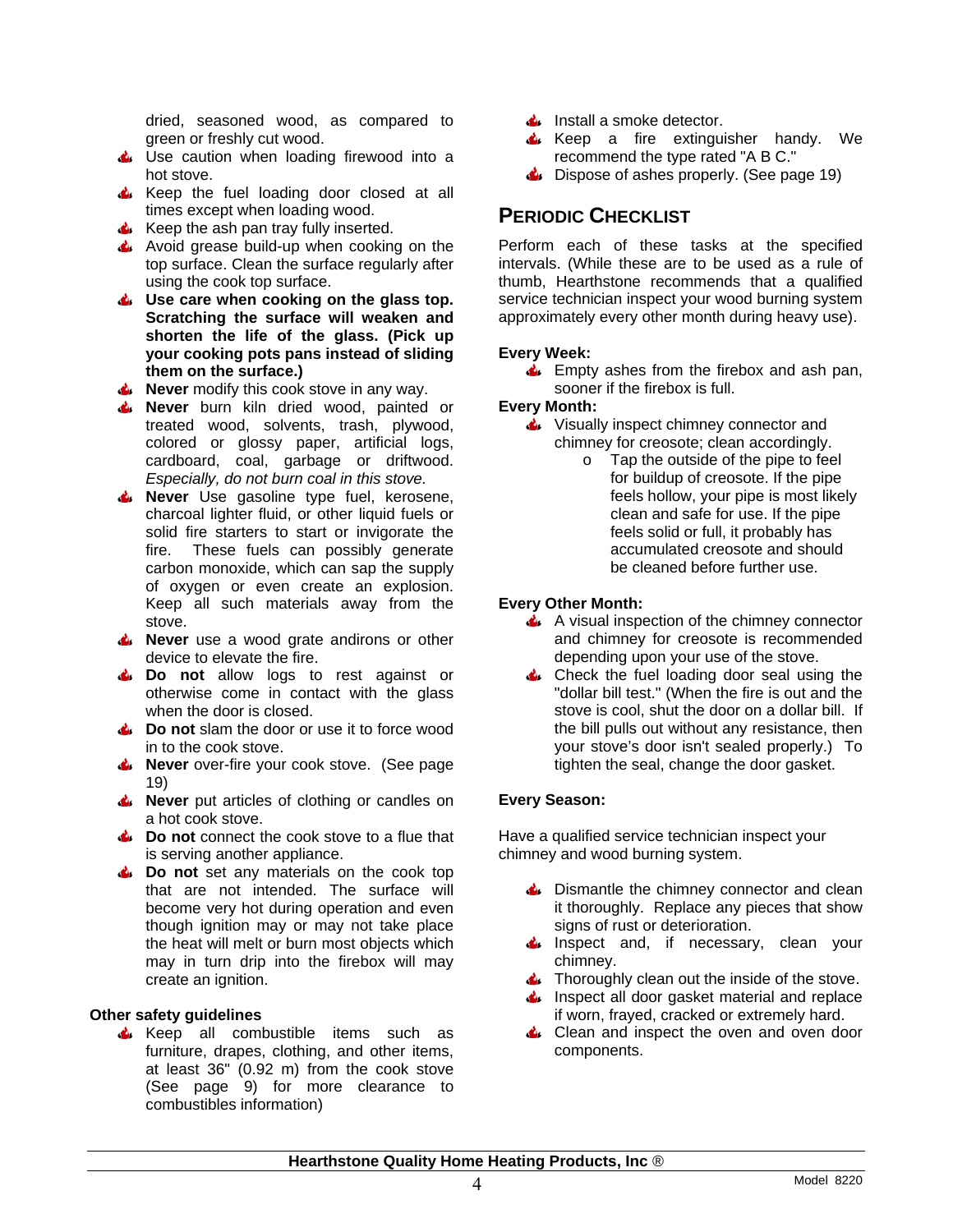dried, seasoned wood, as compared to green or freshly cut wood.

- Use caution when loading firewood into a hot stove.
- Keep the fuel loading door closed at all times except when loading wood.
- Keep the ash pan tray fully inserted.
- Avoid grease build-up when cooking on the top surface. Clean the surface regularly after using the cook top surface.
- **Use care when cooking on the glass top. Scratching the surface will weaken and shorten the life of the glass. (Pick up your cooking pots pans instead of sliding them on the surface.)**
- **Never** modify this cook stove in any way.
- **Never** burn kiln dried wood, painted or treated wood, solvents, trash, plywood, colored or glossy paper, artificial logs, cardboard, coal, garbage or driftwood. *Especially, do not burn coal in this stove.*
- **Never** Use gasoline type fuel, kerosene, charcoal lighter fluid, or other liquid fuels or solid fire starters to start or invigorate the fire. These fuels can possibly generate carbon monoxide, which can sap the supply of oxygen or even create an explosion. Keep all such materials away from the stove.
- **Never** use a wood grate andirons or other device to elevate the fire.
- **Do not** allow logs to rest against or otherwise come in contact with the glass when the door is closed.
- **Do not** slam the door or use it to force wood in to the cook stove.
- **Never** over-fire your cook stove. (See page 19)
- **Never** put articles of clothing or candles on a hot cook stove.
- **Do not** connect the cook stove to a flue that is serving another appliance.
- **Do not** set any materials on the cook top that are not intended. The surface will become very hot during operation and even though ignition may or may not take place the heat will melt or burn most objects which may in turn drip into the firebox will may create an ignition.

**Other safety guidelines**

- Keep all combustible items such as furniture, drapes, clothing, and other items, at least 36" (0.92 m) from the cook stove (See page 9) for more clearance to combustibles information)
- Install a smoke detector.
- Keep a fire extinguisher handy. We recommend the type rated "A B C."
- Dispose of ashes properly. (See page 19)

## PERIODIC CHECKLIST

Perform each of these tasks at the specified intervals. (While these are to be used as a rule of thumb, Hearthstone recommends that a qualified service technician inspect your wood burning system approximately every other month during heavy use).

**Every Week:**

- Empty ashes from the firebox and ash pan, sooner if the firebox is full.

**Every Month:**

- Visually inspect chimney connector and chimney for creosote; clean accordingly.
  - Tap the outside of the pipe to feel for buildup of creosote. If the pipe feels hollow, your pipe is most likely clean and safe for use. If the pipe feels solid or full, it probably has accumulated creosote and should be cleaned before further use.

**Every Other Month:**

- A visual inspection of the chimney connector and chimney for creosote is recommended depending upon your use of the stove.
- Check the fuel loading door seal using the "dollar bill test." (When the fire is out and the stove is cool, shut the door on a dollar bill. If the bill pulls out without any resistance, then your stove's door isn't sealed properly.) To tighten the seal, change the door gasket.

**Every Season:**

Have a qualified service technician inspect your chimney and wood burning system.

- Dismantle the chimney connector and clean it thoroughly. Replace any pieces that show signs of rust or deterioration.
- Inspect and, if necessary, clean your chimney.
- Thoroughly clean out the inside of the stove.
- Inspect all door gasket material and replace if worn, frayed, cracked or extremely hard.
- Clean and inspect the oven and oven door components.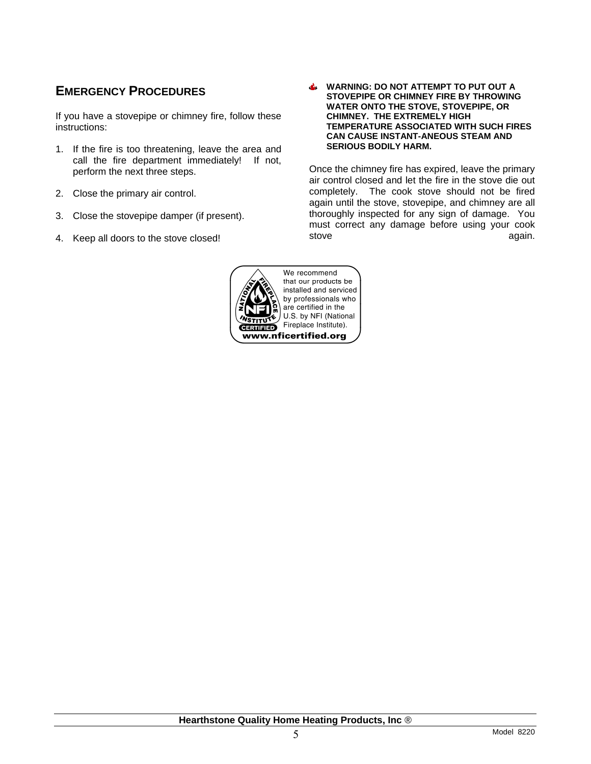## EMERGENCY PROCEDURES

If you have a stovepipe or chimney fire, follow these instructions:

1. If the fire is too threatening, leave the area and call the fire department immediately! If not, perform the next three steps.
2. Close the primary air control.
3. Close the stovepipe damper (if present).
4. Keep all doors to the stove closed!

**WARNING: DO NOT ATTEMPT TO PUT OUT A STOVEPIPE OR CHIMNEY FIRE BY THROWING WATER ONTO THE STOVE, STOVEPIPE, OR CHIMNEY. THE EXTREMELY HIGH TEMPERATURE ASSOCIATED WITH SUCH FIRES CAN CAUSE INSTANT-ANEOUS STEAM AND SERIOUS BODILY HARM.**

Once the chimney fire has expired, leave the primary air control closed and let the fire in the stove die out completely. The cook stove should not be fired again until the stove, stovepipe, and chimney are all thoroughly inspected for any sign of damage. You must correct any damage before using your cook stove again.

We recommend that our products be installed and serviced by professionals who are certified in the U.S. by NFI (National Fireplace Institute).
www.nficertified.org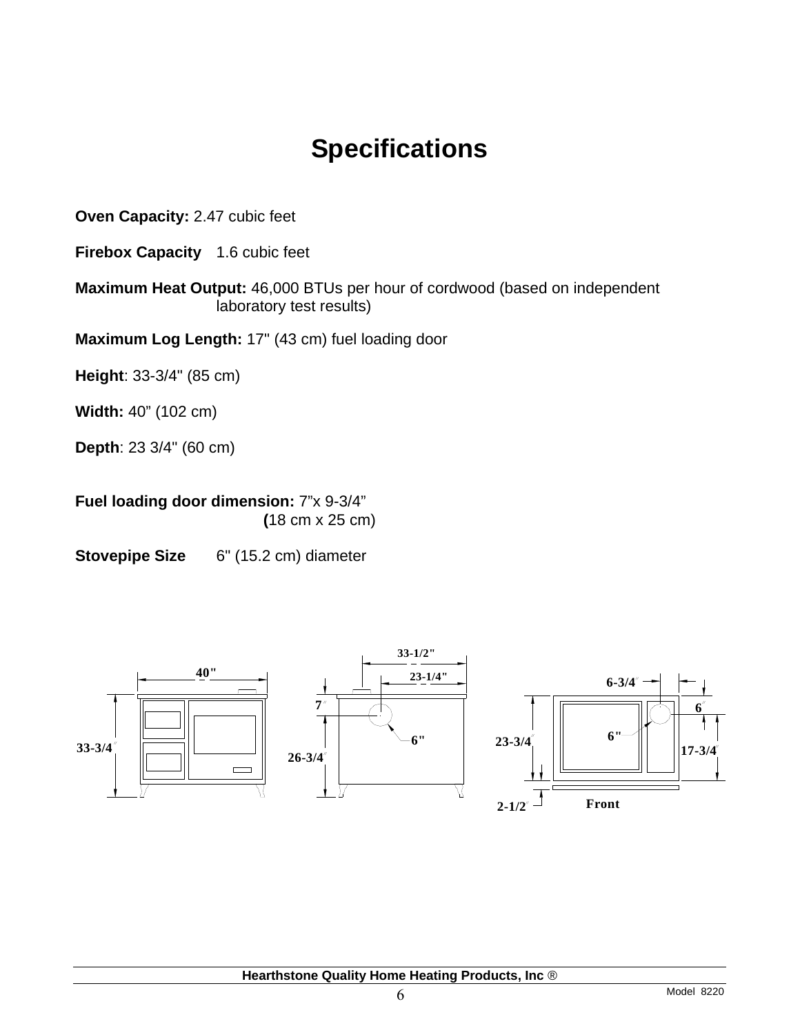# Specifications

**Oven Capacity:** 2.47 cubic feet

**Firebox Capacity** 1.6 cubic feet

**Maximum Heat Output:** 46,000 BTUs per hour of cordwood (based on independent laboratory test results)

**Maximum Log Length:** 17" (43 cm) fuel loading door

**Height**: 33-3/4" (85 cm)

**Width:** 40" (102 cm)

**Depth**: 23 3/4" (60 cm)

**Fuel loading door dimension:** 7"x 9-3/4" (18 cm x 25 cm)

**Stovepipe Size** 6" (15.2 cm) diameter

40"
33-3/4"
33-1/2"
23-1/4"
7"
6"
26-3/4"
6-3/4"
6"
6"
23-3/4"
17-3/4"
2-1/2"
Front

Hearthstone Quality Home Heating Products, Inc ®

Model 8220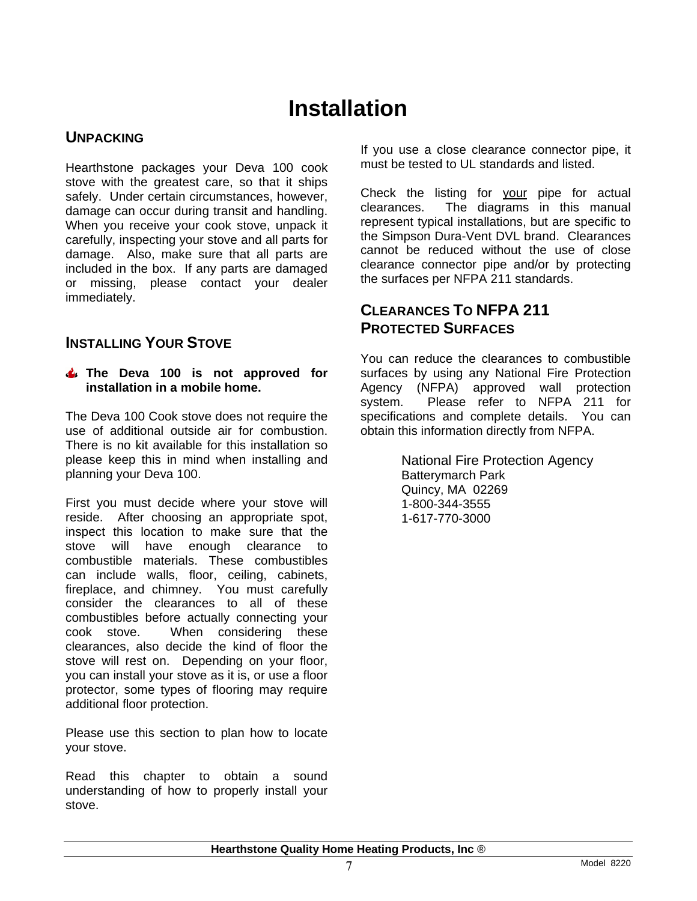# Installation

## Unpacking

Hearthstone packages your Deva 100 cook stove with the greatest care, so that it ships safely. Under certain circumstances, however, damage can occur during transit and handling. When you receive your cook stove, unpack it carefully, inspecting your stove and all parts for damage. Also, make sure that all parts are included in the box. If any parts are damaged or missing, please contact your dealer immediately.

## Installing Your Stove

- **The Deva 100 is not approved for installation in a mobile home.**

The Deva 100 Cook stove does not require the use of additional outside air for combustion. There is no kit available for this installation so please keep this in mind when installing and planning your Deva 100.

First you must decide where your stove will reside. After choosing an appropriate spot, inspect this location to make sure that the stove will have enough clearance to combustible materials. These combustibles can include walls, floor, ceiling, cabinets, fireplace, and chimney. You must carefully consider the clearances to all of these combustibles before actually connecting your cook stove. When considering these clearances, also decide the kind of floor the stove will rest on. Depending on your floor, you can install your stove as it is, or use a floor protector, some types of flooring may require additional floor protection.

Please use this section to plan how to locate your stove.

Read this chapter to obtain a sound understanding of how to properly install your stove.

If you use a close clearance connector pipe, it must be tested to UL standards and listed.

Check the listing for your pipe for actual clearances. The diagrams in this manual represent typical installations, but are specific to the Simpson Dura-Vent DVL brand. Clearances cannot be reduced without the use of close clearance connector pipe and/or by protecting the surfaces per NFPA 211 standards.

## Clearances To NFPA 211 Protected Surfaces

You can reduce the clearances to combustible surfaces by using any National Fire Protection Agency (NFPA) approved wall protection system. Please refer to NFPA 211 for specifications and complete details. You can obtain this information directly from NFPA.

National Fire Protection Agency
Batterymarch Park
Quincy, MA 02269
1-800-344-3555
1-617-770-3000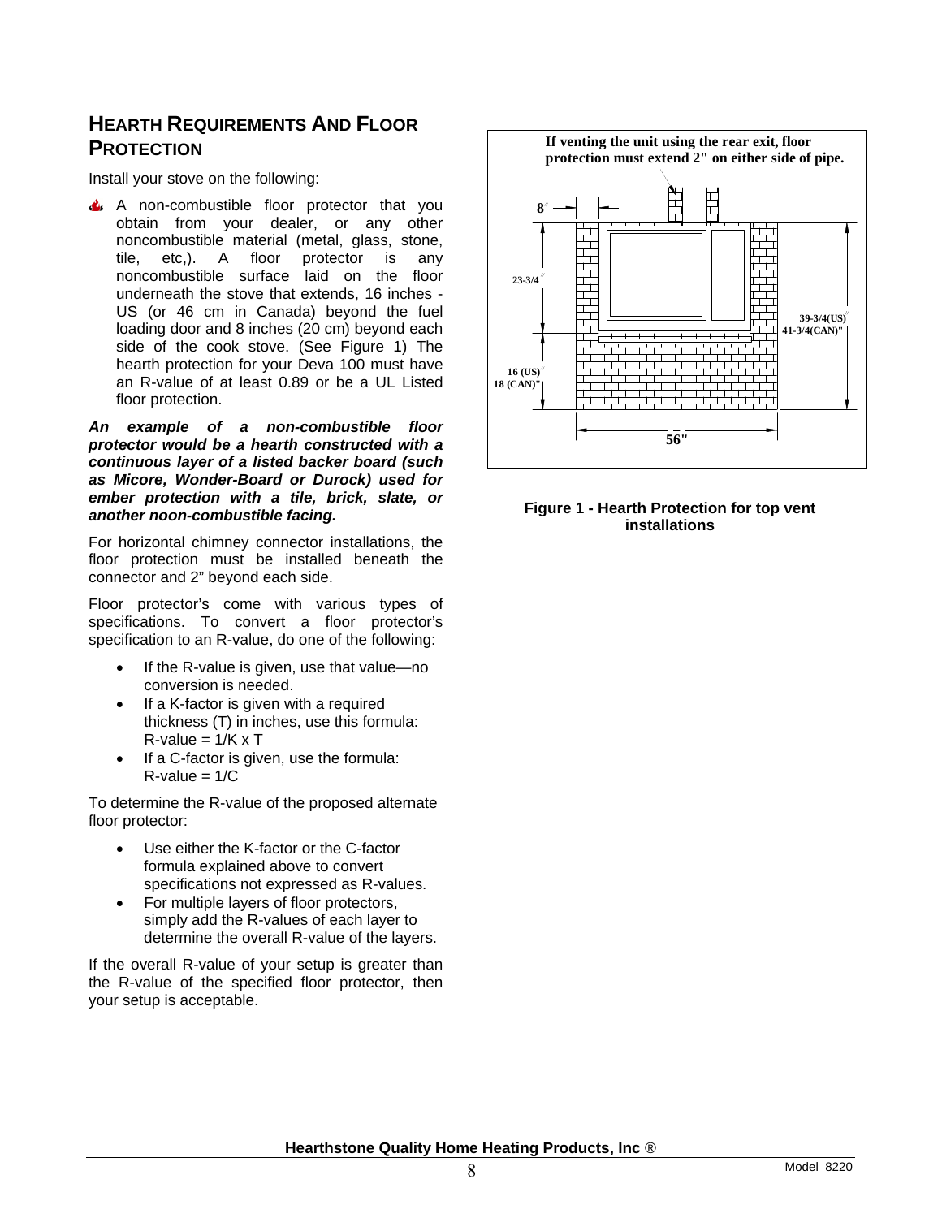## HEARTH REQUIREMENTS AND FLOOR PROTECTION

Install your stove on the following:

- A non-combustible floor protector that you obtain from your dealer, or any other noncombustible material (metal, glass, stone, tile, etc,). A floor protector is any noncombustible surface laid on the floor underneath the stove that extends, 16 inches - US (or 46 cm in Canada) beyond the fuel loading door and 8 inches (20 cm) beyond each side of the cook stove. (See Figure 1) The hearth protection for your Deva 100 must have an R-value of at least 0.89 or be a UL Listed floor protection.

***An example of a non-combustible floor protector would be a hearth constructed with a continuous layer of a listed backer board (such as Micore, Wonder-Board or Durock) used for ember protection with a tile, brick, slate, or another noon-combustible facing.***

For horizontal chimney connector installations, the floor protection must be installed beneath the connector and 2" beyond each side.

Floor protector's come with various types of specifications. To convert a floor protector's specification to an R-value, do one of the following:

- If the R-value is given, use that value—no conversion is needed.
- If a K-factor is given with a required thickness (T) in inches, use this formula: R-value = 1/K x T
- If a C-factor is given, use the formula: R-value = 1/C

To determine the R-value of the proposed alternate floor protector:

- Use either the K-factor or the C-factor formula explained above to convert specifications not expressed as R-values.
- For multiple layers of floor protectors, simply add the R-values of each layer to determine the overall R-value of the layers.

If the overall R-value of your setup is greater than the R-value of the specified floor protector, then your setup is acceptable.

If venting the unit using the rear exit, floor protection must extend 2" on either side of pipe.

8"

23-3/4"

16 (US)"
18 (CAN)"

39-3/4(US)"
41-3/4(CAN)"

56"

**Figure 1 - Hearth Protection for top vent installations**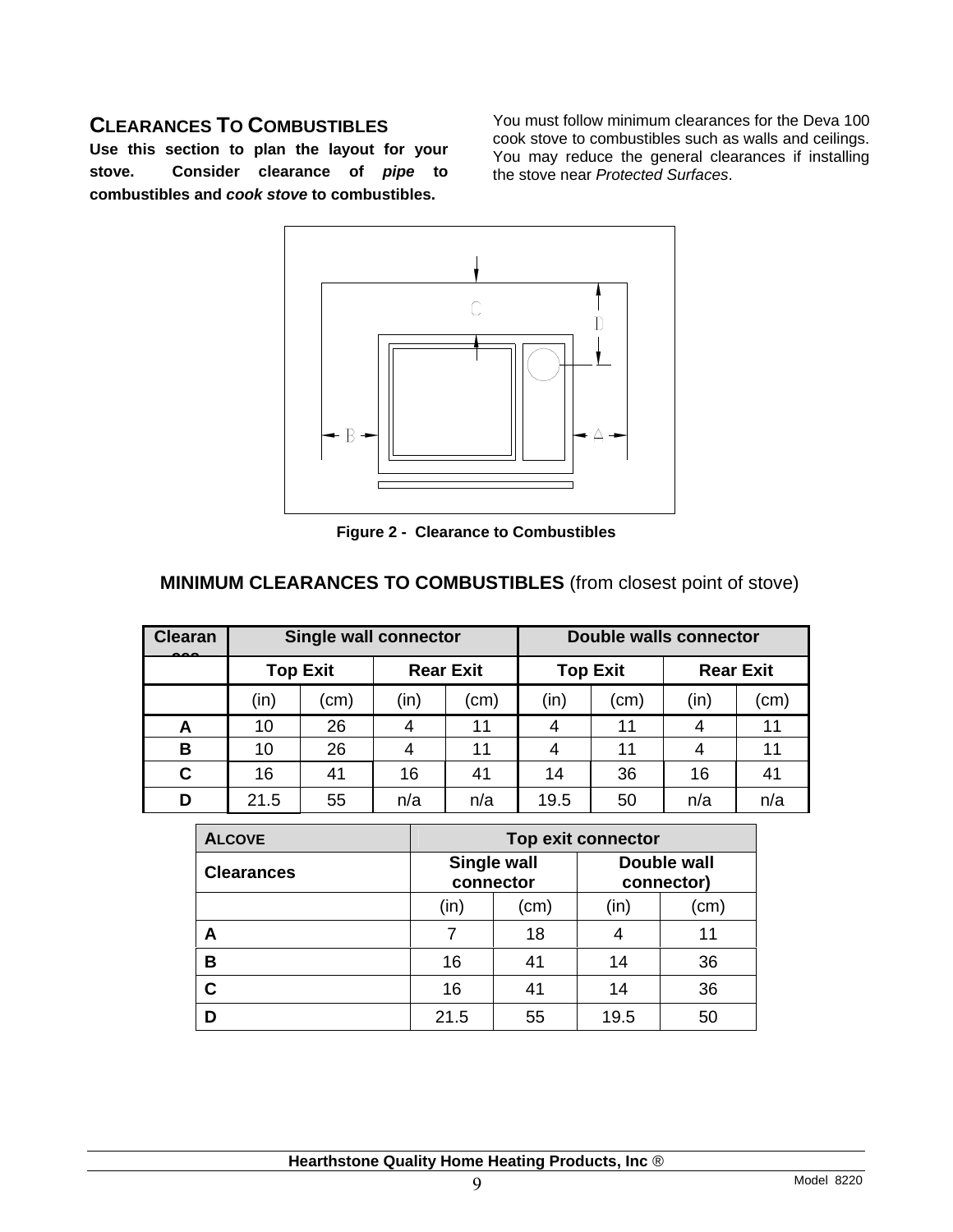## CLEARANCES TO COMBUSTIBLES

**Use this section to plan the layout for your stove. Consider clearance of *pipe* to combustibles and *cook stove* to combustibles.**

You must follow minimum clearances for the Deva 100 cook stove to combustibles such as walls and ceilings. You may reduce the general clearances if installing the stove near *Protected Surfaces*.

C

D

B

A

**Figure 2 - Clearance to Combustibles**

### MINIMUM CLEARANCES TO COMBUSTIBLES (from closest point of stove)

| Clearances | Single wall connector | | | | Double walls connector | | | |
|---|---|---|---|---|---|---|---|---|
| | Top Exit | | Rear Exit | | Top Exit | | Rear Exit | |
| | (in) | (cm) | (in) | (cm) | (in) | (cm) | (in) | (cm) |
| **A** | 10 | 26 | 4 | 11 | 4 | 11 | 4 | 11 |
| **B** | 10 | 26 | 4 | 11 | 4 | 11 | 4 | 11 |
| **C** | 16 | 41 | 16 | 41 | 14 | 36 | 16 | 41 |
| **D** | 21.5 | 55 | n/a | n/a | 19.5 | 50 | n/a | n/a |

| ALCOVE | Top exit connector | | | |
|---|---|---|---|---|
| **Clearances** | Single wall connector | | Double wall connector) | |
| | (in) | (cm) | (in) | (cm) |
| **A** | 7 | 18 | 4 | 11 |
| **B** | 16 | 41 | 14 | 36 |
| **C** | 16 | 41 | 14 | 36 |
| **D** | 21.5 | 55 | 19.5 | 50 |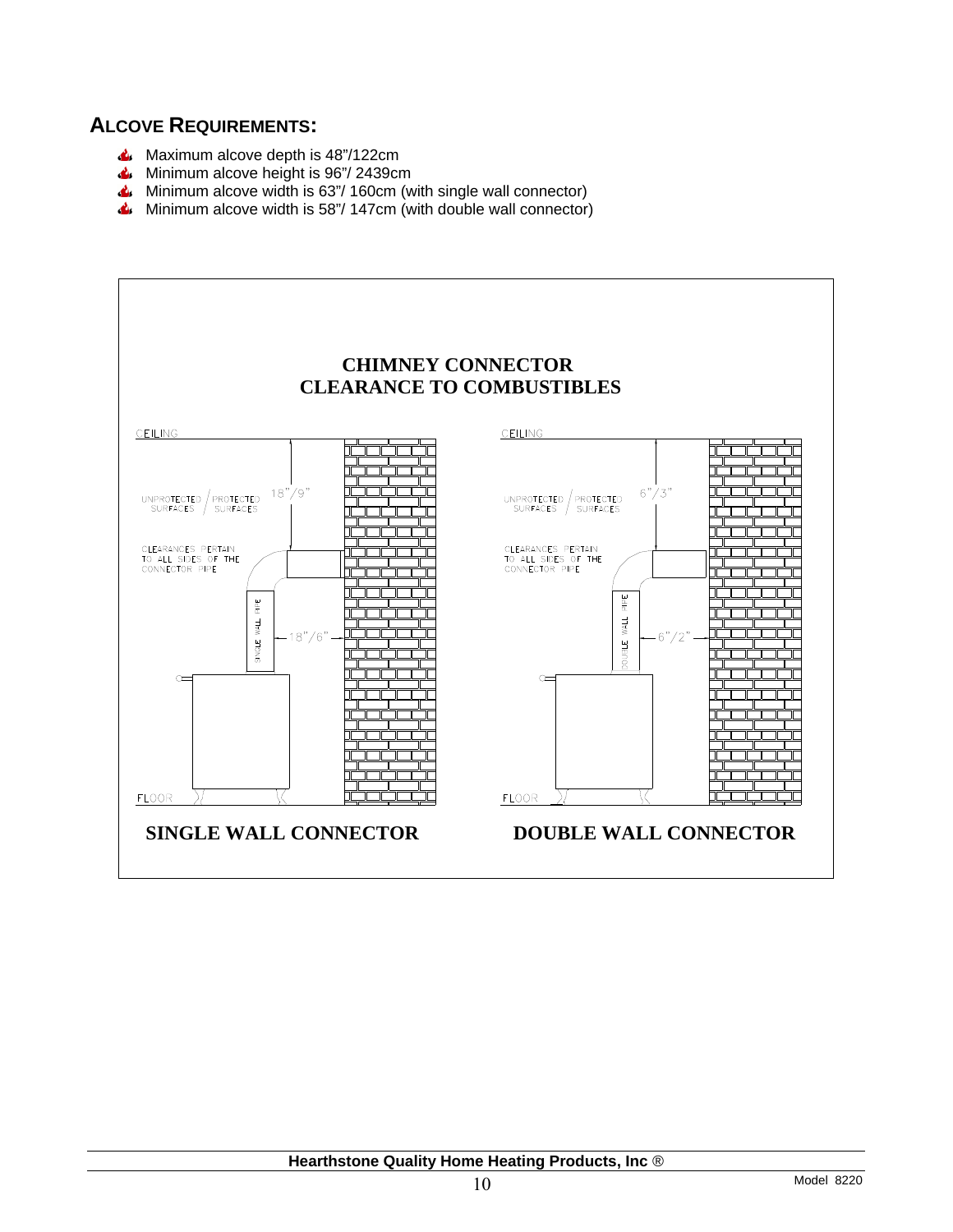## ALCOVE REQUIREMENTS:

- Maximum alcove depth is 48"/122cm
- Minimum alcove height is 96"/ 2439cm
- Minimum alcove width is 63"/ 160cm (with single wall connector)
- Minimum alcove width is 58"/ 147cm (with double wall connector)

**CHIMNEY CONNECTOR**
**CLEARANCE TO COMBUSTIBLES**

CEILING

UNPROTECTED / PROTECTED SURFACES / SURFACES

18"/9"

CLEARANCES PERTAIN TO ALL SIDES OF THE CONNECTOR PIPE

SINGLE WALL PIPE

18"/6"

FLOOR

**SINGLE WALL CONNECTOR**

CEILING

UNPROTECTED / PROTECTED SURFACES / SURFACES

6"/3"

CLEARANCES PERTAIN TO ALL SIDES OF THE CONNECTOR PIPE

DOUBLE WALL PIPE

6"/2"

FLOOR

**DOUBLE WALL CONNECTOR**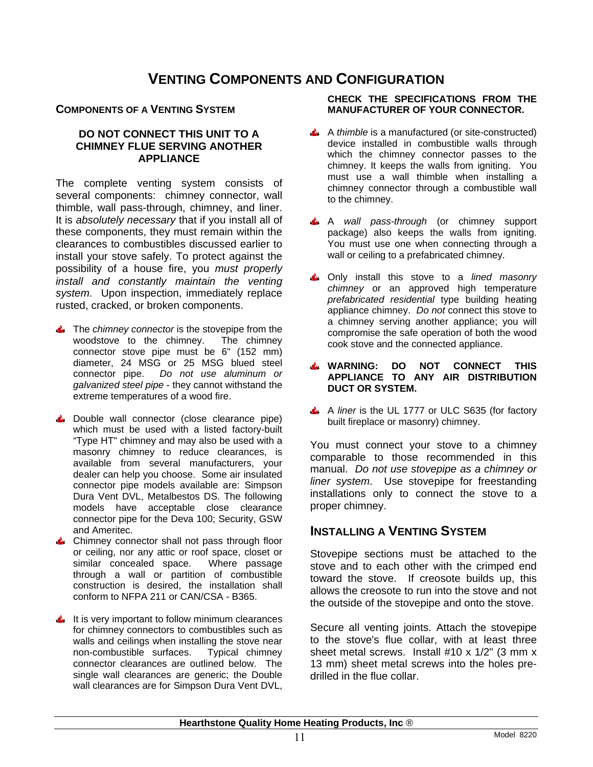# VENTING COMPONENTS AND CONFIGURATION

## COMPONENTS OF A VENTING SYSTEM

**DO NOT CONNECT THIS UNIT TO A CHIMNEY FLUE SERVING ANOTHER APPLIANCE**

The complete venting system consists of several components: chimney connector, wall thimble, wall pass-through, chimney, and liner. It is *absolutely necessary* that if you install all of these components, they must remain within the clearances to combustibles discussed earlier to install your stove safely. To protect against the possibility of a house fire, you *must properly install and constantly maintain the venting system*. Upon inspection, immediately replace rusted, cracked, or broken components.

- The *chimney connector* is the stovepipe from the woodstove to the chimney. The chimney connector stove pipe must be 6" (152 mm) diameter, 24 MSG or 25 MSG blued steel connector pipe. *Do not use aluminum or galvanized steel pipe* - they cannot withstand the extreme temperatures of a wood fire.
- Double wall connector (close clearance pipe) which must be used with a listed factory-built "Type HT" chimney and may also be used with a masonry chimney to reduce clearances, is available from several manufacturers, your dealer can help you choose. Some air insulated connector pipe models available are: Simpson Dura Vent DVL, Metalbestos DS. The following models have acceptable close clearance connector pipe for the Deva 100; Security, GSW and Ameritec.
- Chimney connector shall not pass through floor or ceiling, nor any attic or roof space, closet or similar concealed space. Where passage through a wall or partition of combustible construction is desired, the installation shall conform to NFPA 211 or CAN/CSA - B365.
- It is very important to follow minimum clearances for chimney connectors to combustibles such as walls and ceilings when installing the stove near non-combustible surfaces. Typical chimney connector clearances are outlined below. The single wall clearances are generic; the Double wall clearances are for Simpson Dura Vent DVL,

**CHECK THE SPECIFICATIONS FROM THE MANUFACTURER OF YOUR CONNECTOR.**

- A *thimble* is a manufactured (or site-constructed) device installed in combustible walls through which the chimney connector passes to the chimney. It keeps the walls from igniting. You must use a wall thimble when installing a chimney connector through a combustible wall to the chimney.
- A *wall pass-through* (or chimney support package) also keeps the walls from igniting. You must use one when connecting through a wall or ceiling to a prefabricated chimney.
- Only install this stove to a *lined masonry chimney* or an approved high temperature *prefabricated residential* type building heating appliance chimney. *Do not* connect this stove to a chimney serving another appliance; you will compromise the safe operation of both the wood cook stove and the connected appliance.
- **WARNING: DO NOT CONNECT THIS APPLIANCE TO ANY AIR DISTRIBUTION DUCT OR SYSTEM.**
- A *liner* is the UL 1777 or ULC S635 (for factory built fireplace or masonry) chimney.

You must connect your stove to a chimney comparable to those recommended in this manual. *Do not use stovepipe as a chimney or liner system*. Use stovepipe for freestanding installations only to connect the stove to a proper chimney.

## INSTALLING A VENTING SYSTEM

Stovepipe sections must be attached to the stove and to each other with the crimped end toward the stove. If creosote builds up, this allows the creosote to run into the stove and not the outside of the stovepipe and onto the stove.

Secure all venting joints. Attach the stovepipe to the stove's flue collar, with at least three sheet metal screws. Install #10 x 1/2" (3 mm x 13 mm) sheet metal screws into the holes pre-drilled in the flue collar.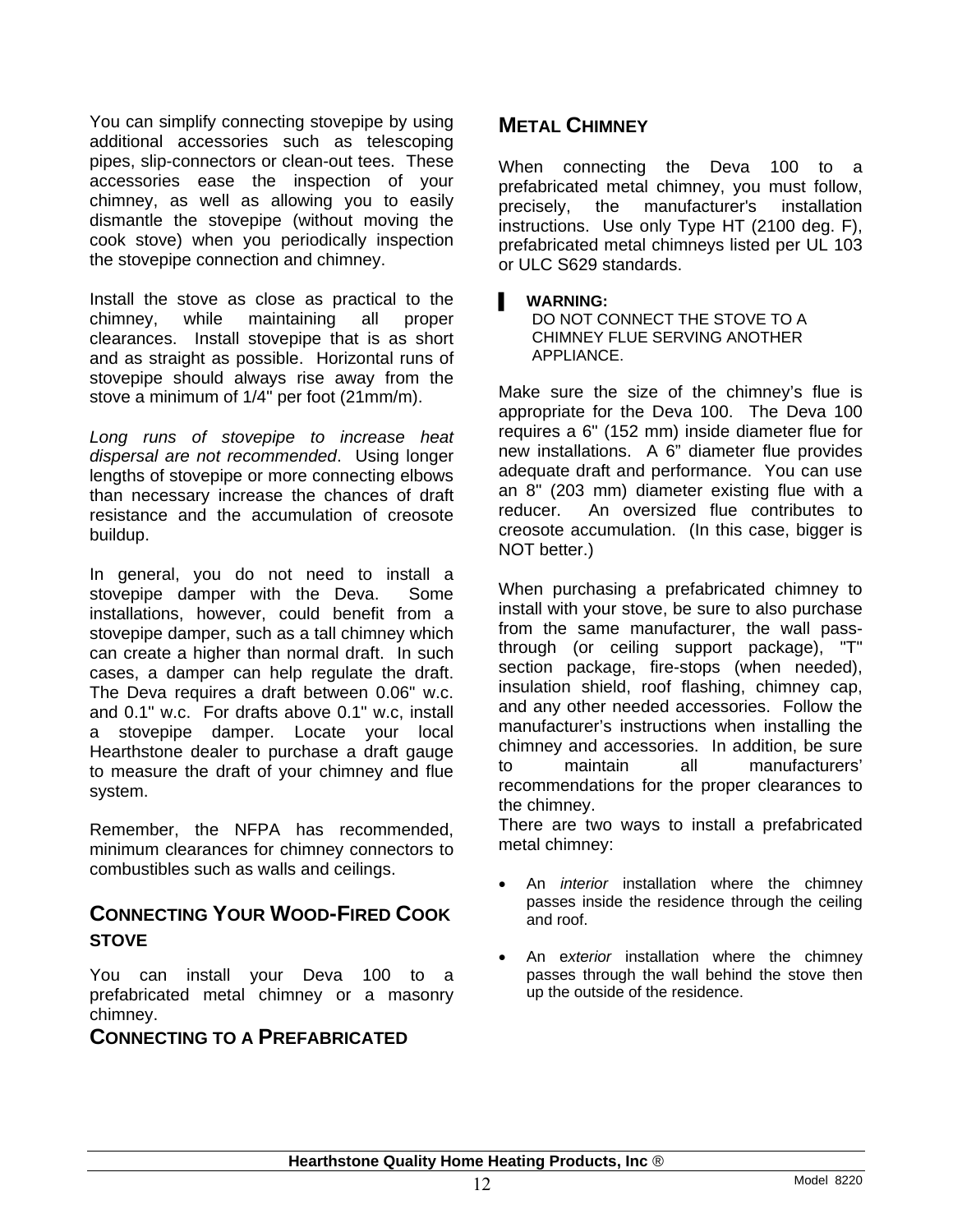You can simplify connecting stovepipe by using additional accessories such as telescoping pipes, slip-connectors or clean-out tees. These accessories ease the inspection of your chimney, as well as allowing you to easily dismantle the stovepipe (without moving the cook stove) when you periodically inspection the stovepipe connection and chimney.

Install the stove as close as practical to the chimney, while maintaining all proper clearances. Install stovepipe that is as short and as straight as possible. Horizontal runs of stovepipe should always rise away from the stove a minimum of 1/4" per foot (21mm/m).

*Long runs of stovepipe to increase heat dispersal are not recommended*. Using longer lengths of stovepipe or more connecting elbows than necessary increase the chances of draft resistance and the accumulation of creosote buildup.

In general, you do not need to install a stovepipe damper with the Deva. Some installations, however, could benefit from a stovepipe damper, such as a tall chimney which can create a higher than normal draft. In such cases, a damper can help regulate the draft. The Deva requires a draft between 0.06" w.c. and 0.1" w.c. For drafts above 0.1" w.c, install a stovepipe damper. Locate your local Hearthstone dealer to purchase a draft gauge to measure the draft of your chimney and flue system.

Remember, the NFPA has recommended, minimum clearances for chimney connectors to combustibles such as walls and ceilings.

## CONNECTING YOUR WOOD-FIRED COOK STOVE

You can install your Deva 100 to a prefabricated metal chimney or a masonry chimney.

## CONNECTING TO A PREFABRICATED METAL CHIMNEY

When connecting the Deva 100 to a prefabricated metal chimney, you must follow, precisely, the manufacturer's installation instructions. Use only Type HT (2100 deg. F), prefabricated metal chimneys listed per UL 103 or ULC S629 standards.

**WARNING:**
DO NOT CONNECT THE STOVE TO A CHIMNEY FLUE SERVING ANOTHER APPLIANCE.

Make sure the size of the chimney's flue is appropriate for the Deva 100. The Deva 100 requires a 6" (152 mm) inside diameter flue for new installations. A 6" diameter flue provides adequate draft and performance. You can use an 8" (203 mm) diameter existing flue with a reducer. An oversized flue contributes to creosote accumulation. (In this case, bigger is NOT better.)

When purchasing a prefabricated chimney to install with your stove, be sure to also purchase from the same manufacturer, the wall pass-through (or ceiling support package), "T" section package, fire-stops (when needed), insulation shield, roof flashing, chimney cap, and any other needed accessories. Follow the manufacturer's instructions when installing the chimney and accessories. In addition, be sure to maintain all manufacturers' recommendations for the proper clearances to the chimney.

There are two ways to install a prefabricated metal chimney:

- An *interior* installation where the chimney passes inside the residence through the ceiling and roof.
- An e*xterior* installation where the chimney passes through the wall behind the stove then up the outside of the residence.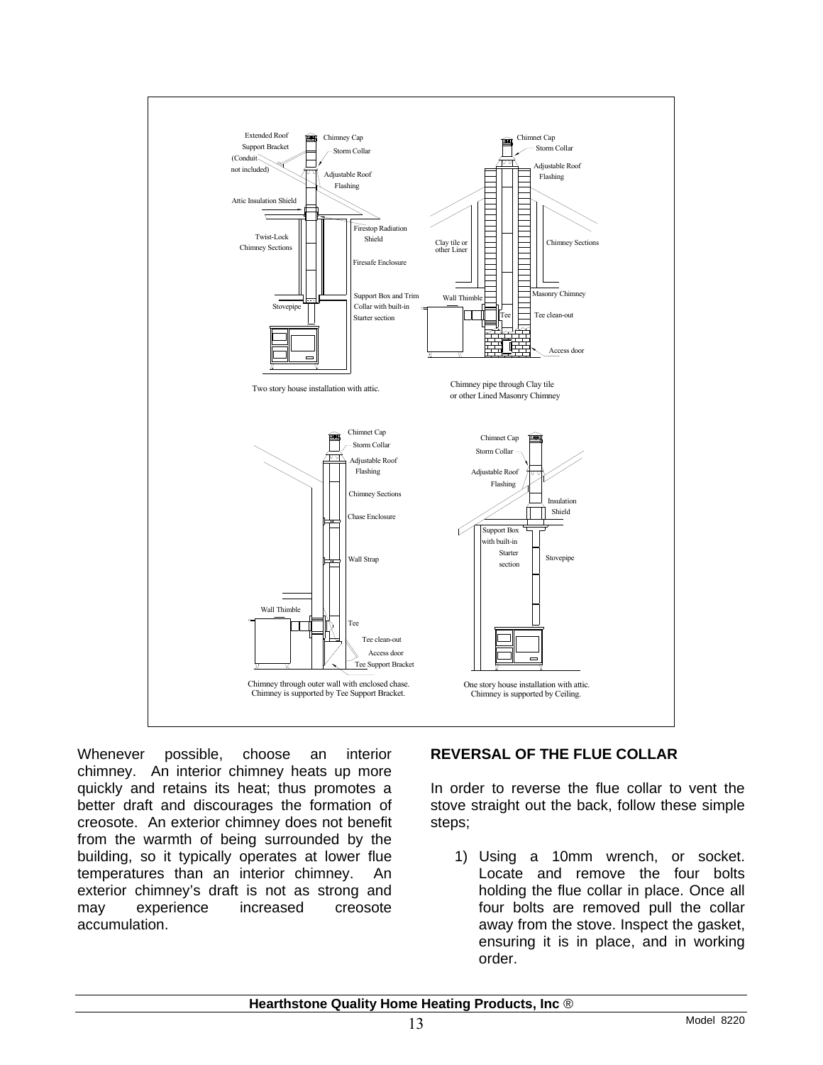Extended Roof Support Bracket (Conduit not included)

Chimney Cap

Storm Collar

Adjustable Roof Flashing

Attic Insulation Shield

Firestop Radiation Shield

Twist-Lock Chimney Sections

Firesafe Enclosure

Support Box and Trim Collar with built-in Starter section

Stovepipe

Two story house installation with attic.

Chimnet Cap

Storm Collar

Adjustable Roof Flashing

Clay tile or other Liner

Chimney Sections

Masonry Chimney

Wall Thimble

Tee

Tee clean-out

Access door

Chimney pipe through Clay tile or other Lined Masonry Chimney

Chimnet Cap

Storm Collar

Adjustable Roof Flashing

Chimney Sections

Chase Enclosure

Wall Strap

Wall Thimble

Tee

Tee clean-out

Access door

Tee Support Bracket

Chimney through outer wall with enclosed chase. Chimney is supported by Tee Support Bracket.

Chimnet Cap

Storm Collar

Adjustable Roof Flashing

Insulation Shield

Support Box with built-in Starter section

Stovepipe

One story house installation with attic. Chimney is supported by Ceiling.

Whenever possible, choose an interior chimney. An interior chimney heats up more quickly and retains its heat; thus promotes a better draft and discourages the formation of creosote. An exterior chimney does not benefit from the warmth of being surrounded by the building, so it typically operates at lower flue temperatures than an interior chimney. An exterior chimney's draft is not as strong and may experience increased creosote accumulation.

## REVERSAL OF THE FLUE COLLAR

In order to reverse the flue collar to vent the stove straight out the back, follow these simple steps;

1) Using a 10mm wrench, or socket. Locate and remove the four bolts holding the flue collar in place. Once all four bolts are removed pull the collar away from the stove. Inspect the gasket, ensuring it is in place, and in working order.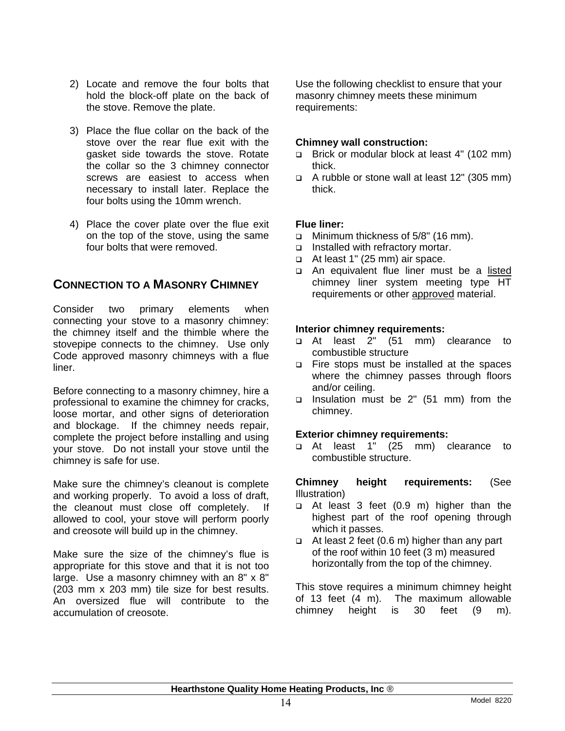2) Locate and remove the four bolts that hold the block-off plate on the back of the stove. Remove the plate.

3) Place the flue collar on the back of the stove over the rear flue exit with the gasket side towards the stove. Rotate the collar so the 3 chimney connector screws are easiest to access when necessary to install later. Replace the four bolts using the 10mm wrench.

4) Place the cover plate over the flue exit on the top of the stove, using the same four bolts that were removed.

## CONNECTION TO A MASONRY CHIMNEY

Consider two primary elements when connecting your stove to a masonry chimney: the chimney itself and the thimble where the stovepipe connects to the chimney. Use only Code approved masonry chimneys with a flue liner.

Before connecting to a masonry chimney, hire a professional to examine the chimney for cracks, loose mortar, and other signs of deterioration and blockage. If the chimney needs repair, complete the project before installing and using your stove. Do not install your stove until the chimney is safe for use.

Make sure the chimney's cleanout is complete and working properly. To avoid a loss of draft, the cleanout must close off completely. If allowed to cool, your stove will perform poorly and creosote will build up in the chimney.

Make sure the size of the chimney's flue is appropriate for this stove and that it is not too large. Use a masonry chimney with an 8" x 8" (203 mm x 203 mm) tile size for best results. An oversized flue will contribute to the accumulation of creosote.

Use the following checklist to ensure that your masonry chimney meets these minimum requirements:

**Chimney wall construction:**

- Brick or modular block at least 4" (102 mm) thick.
- A rubble or stone wall at least 12" (305 mm) thick.

**Flue liner:**

- Minimum thickness of 5/8" (16 mm).
- Installed with refractory mortar.
- At least 1" (25 mm) air space.
- An equivalent flue liner must be a listed chimney liner system meeting type HT requirements or other approved material.

**Interior chimney requirements:**

- At least 2" (51 mm) clearance to combustible structure
- Fire stops must be installed at the spaces where the chimney passes through floors and/or ceiling.
- Insulation must be 2" (51 mm) from the chimney.

**Exterior chimney requirements:**

- At least 1" (25 mm) clearance to combustible structure.

**Chimney height requirements:** (See Illustration)

- At least 3 feet (0.9 m) higher than the highest part of the roof opening through which it passes.
- At least 2 feet (0.6 m) higher than any part of the roof within 10 feet (3 m) measured horizontally from the top of the chimney.

This stove requires a minimum chimney height of 13 feet (4 m). The maximum allowable chimney height is 30 feet (9 m).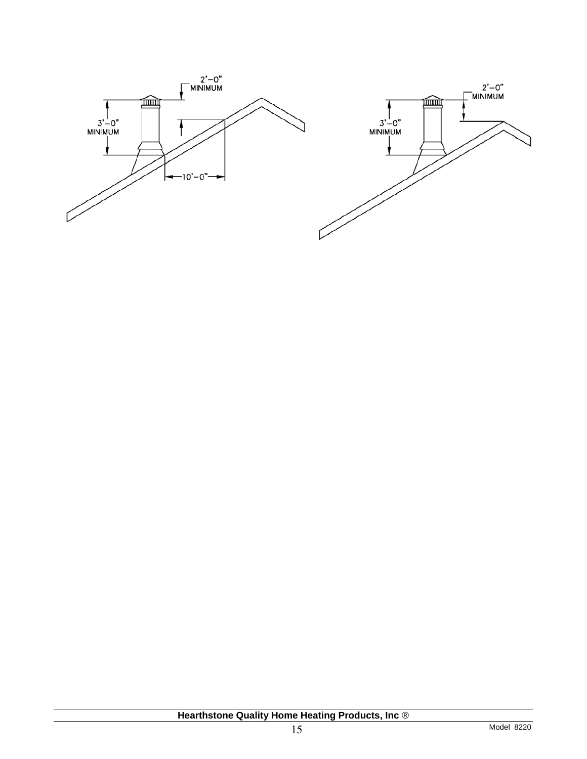2'–0"
MINIMUM

3'–0"
MINIMUM

10'–0"

2'–0"
MINIMUM

3'–0"
MINIMUM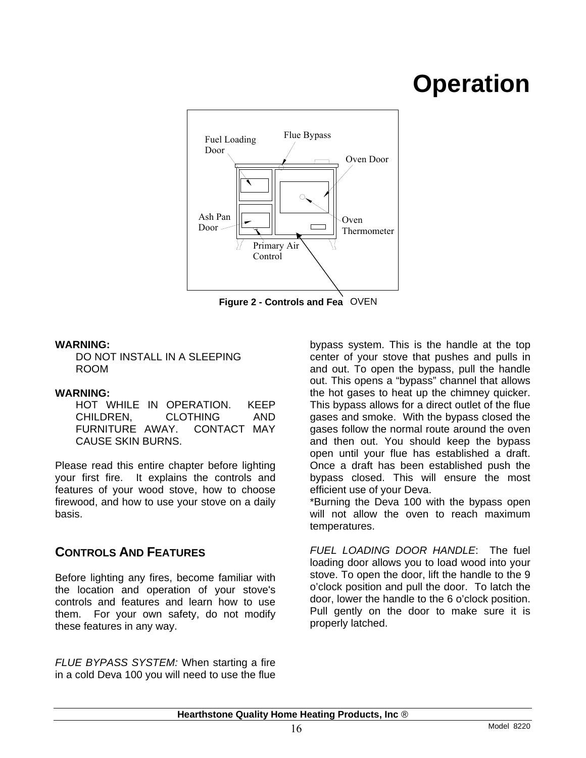# Operation

Fuel Loading Door
Flue Bypass
Oven Door
Ash Pan Door
Oven Thermometer
Primary Air Control
OVEN

**Figure 2 - Controls and Fea**

**WARNING:**
DO NOT INSTALL IN A SLEEPING ROOM

**WARNING:**
HOT WHILE IN OPERATION. KEEP CHILDREN, CLOTHING AND FURNITURE AWAY. CONTACT MAY CAUSE SKIN BURNS.

Please read this entire chapter before lighting your first fire. It explains the controls and features of your wood stove, how to choose firewood, and how to use your stove on a daily basis.

## CONTROLS AND FEATURES

Before lighting any fires, become familiar with the location and operation of your stove's controls and features and learn how to use them. For your own safety, do not modify these features in any way.

*FLUE BYPASS SYSTEM:* When starting a fire in a cold Deva 100 you will need to use the flue bypass system. This is the handle at the top center of your stove that pushes and pulls in and out. To open the bypass, pull the handle out. This opens a "bypass" channel that allows the hot gases to heat up the chimney quicker. This bypass allows for a direct outlet of the flue gases and smoke. With the bypass closed the gases follow the normal route around the oven and then out. You should keep the bypass open until your flue has established a draft. Once a draft has been established push the bypass closed. This will ensure the most efficient use of your Deva.
*Burning the Deva 100 with the bypass open will not allow the oven to reach maximum temperatures.

*FUEL LOADING DOOR HANDLE*: The fuel loading door allows you to load wood into your stove. To open the door, lift the handle to the 9 o'clock position and pull the door. To latch the door, lower the handle to the 6 o'clock position. Pull gently on the door to make sure it is properly latched.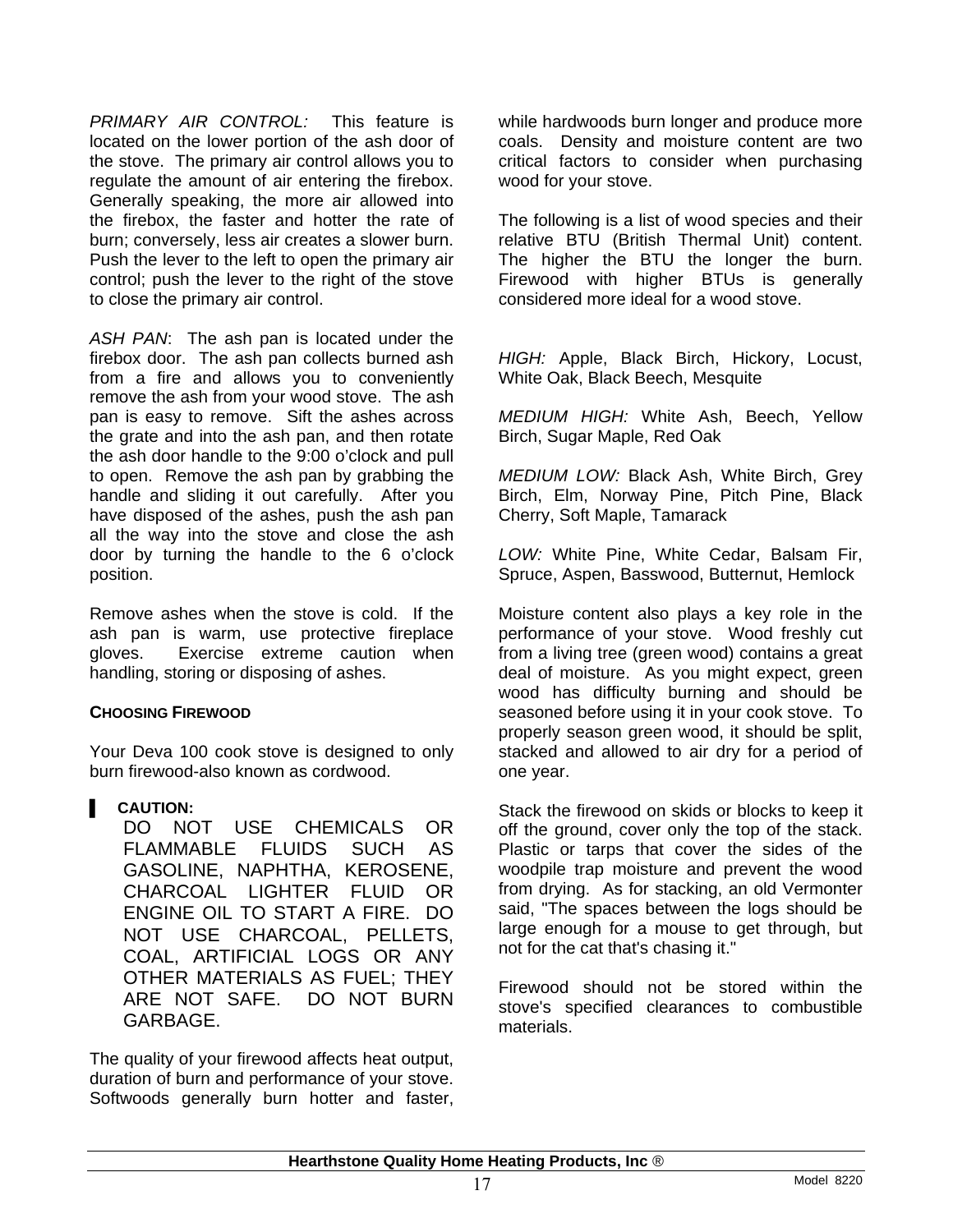*PRIMARY AIR CONTROL:* This feature is located on the lower portion of the ash door of the stove. The primary air control allows you to regulate the amount of air entering the firebox. Generally speaking, the more air allowed into the firebox, the faster and hotter the rate of burn; conversely, less air creates a slower burn. Push the lever to the left to open the primary air control; push the lever to the right of the stove to close the primary air control.

*ASH PAN*: The ash pan is located under the firebox door. The ash pan collects burned ash from a fire and allows you to conveniently remove the ash from your wood stove. The ash pan is easy to remove. Sift the ashes across the grate and into the ash pan, and then rotate the ash door handle to the 9:00 o'clock and pull to open. Remove the ash pan by grabbing the handle and sliding it out carefully. After you have disposed of the ashes, push the ash pan all the way into the stove and close the ash door by turning the handle to the 6 o'clock position.

Remove ashes when the stove is cold. If the ash pan is warm, use protective fireplace gloves. Exercise extreme caution when handling, storing or disposing of ashes.

**CHOOSING FIREWOOD**

Your Deva 100 cook stove is designed to only burn firewood-also known as cordwood.

▌ **CAUTION:**
DO NOT USE CHEMICALS OR FLAMMABLE FLUIDS SUCH AS GASOLINE, NAPHTHA, KEROSENE, CHARCOAL LIGHTER FLUID OR ENGINE OIL TO START A FIRE. DO NOT USE CHARCOAL, PELLETS, COAL, ARTIFICIAL LOGS OR ANY OTHER MATERIALS AS FUEL; THEY ARE NOT SAFE. DO NOT BURN GARBAGE.

The quality of your firewood affects heat output, duration of burn and performance of your stove. Softwoods generally burn hotter and faster, while hardwoods burn longer and produce more coals. Density and moisture content are two critical factors to consider when purchasing wood for your stove.

The following is a list of wood species and their relative BTU (British Thermal Unit) content. The higher the BTU the longer the burn. Firewood with higher BTUs is generally considered more ideal for a wood stove.

*HIGH:* Apple, Black Birch, Hickory, Locust, White Oak, Black Beech, Mesquite

*MEDIUM HIGH:* White Ash, Beech, Yellow Birch, Sugar Maple, Red Oak

*MEDIUM LOW:* Black Ash, White Birch, Grey Birch, Elm, Norway Pine, Pitch Pine, Black Cherry, Soft Maple, Tamarack

*LOW:* White Pine, White Cedar, Balsam Fir, Spruce, Aspen, Basswood, Butternut, Hemlock

Moisture content also plays a key role in the performance of your stove. Wood freshly cut from a living tree (green wood) contains a great deal of moisture. As you might expect, green wood has difficulty burning and should be seasoned before using it in your cook stove. To properly season green wood, it should be split, stacked and allowed to air dry for a period of one year.

Stack the firewood on skids or blocks to keep it off the ground, cover only the top of the stack. Plastic or tarps that cover the sides of the woodpile trap moisture and prevent the wood from drying. As for stacking, an old Vermonter said, "The spaces between the logs should be large enough for a mouse to get through, but not for the cat that's chasing it."

Firewood should not be stored within the stove's specified clearances to combustible materials.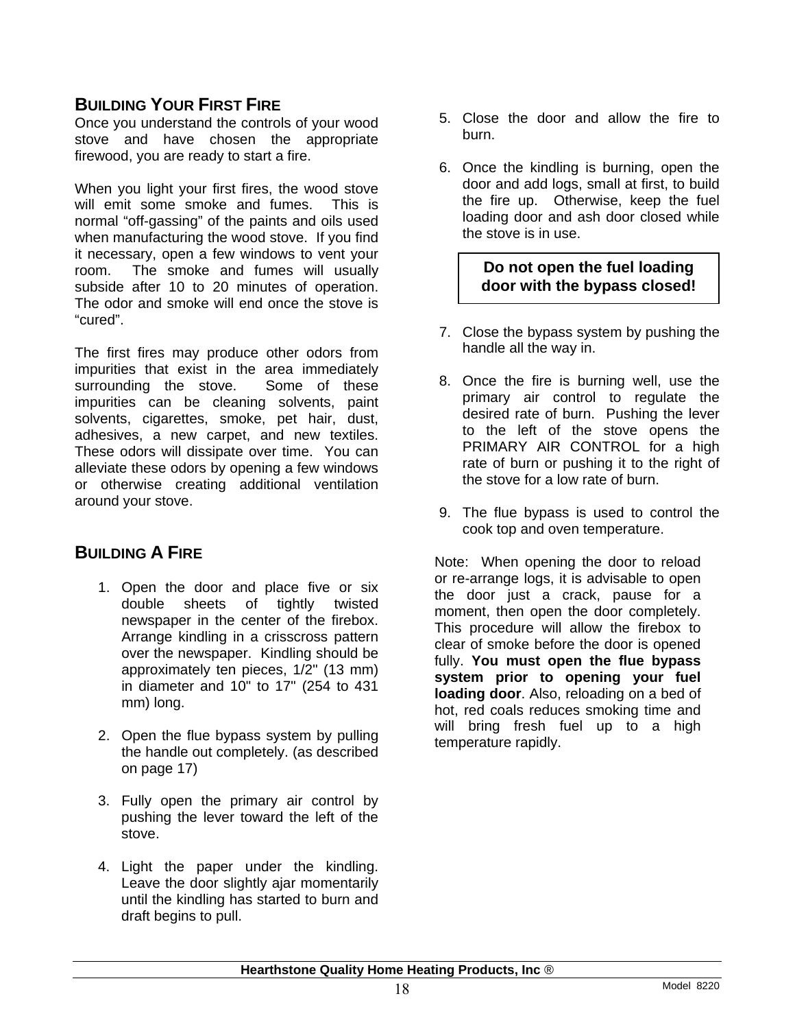## BUILDING YOUR FIRST FIRE

Once you understand the controls of your wood stove and have chosen the appropriate firewood, you are ready to start a fire.

When you light your first fires, the wood stove will emit some smoke and fumes. This is normal “off-gassing” of the paints and oils used when manufacturing the wood stove. If you find it necessary, open a few windows to vent your room. The smoke and fumes will usually subside after 10 to 20 minutes of operation. The odor and smoke will end once the stove is “cured”.

The first fires may produce other odors from impurities that exist in the area immediately surrounding the stove. Some of these impurities can be cleaning solvents, paint solvents, cigarettes, smoke, pet hair, dust, adhesives, a new carpet, and new textiles. These odors will dissipate over time. You can alleviate these odors by opening a few windows or otherwise creating additional ventilation around your stove.

## BUILDING A FIRE

1. Open the door and place five or six double sheets of tightly twisted newspaper in the center of the firebox. Arrange kindling in a crisscross pattern over the newspaper. Kindling should be approximately ten pieces, 1/2" (13 mm) in diameter and 10" to 17" (254 to 431 mm) long.

2. Open the flue bypass system by pulling the handle out completely. (as described on page 17)

3. Fully open the primary air control by pushing the lever toward the left of the stove.

4. Light the paper under the kindling. Leave the door slightly ajar momentarily until the kindling has started to burn and draft begins to pull.

5. Close the door and allow the fire to burn.

6. Once the kindling is burning, open the door and add logs, small at first, to build the fire up. Otherwise, keep the fuel loading door and ash door closed while the stove is in use.

**Do not open the fuel loading door with the bypass closed!**

7. Close the bypass system by pushing the handle all the way in.

8. Once the fire is burning well, use the primary air control to regulate the desired rate of burn. Pushing the lever to the left of the stove opens the PRIMARY AIR CONTROL for a high rate of burn or pushing it to the right of the stove for a low rate of burn.

9. The flue bypass is used to control the cook top and oven temperature.

Note: When opening the door to reload or re-arrange logs, it is advisable to open the door just a crack, pause for a moment, then open the door completely. This procedure will allow the firebox to clear of smoke before the door is opened fully. **You must open the flue bypass system prior to opening your fuel loading door**. Also, reloading on a bed of hot, red coals reduces smoking time and will bring fresh fuel up to a high temperature rapidly.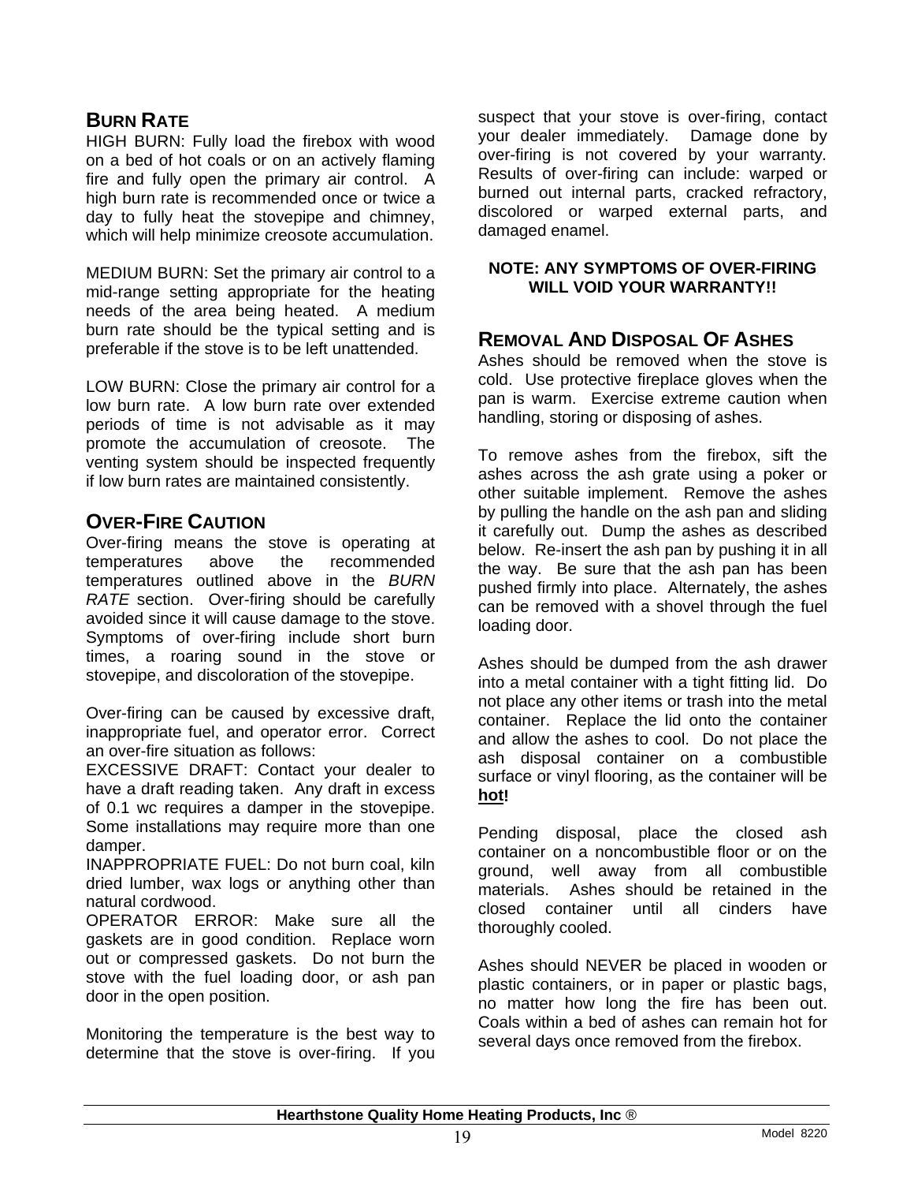## BURN RATE

HIGH BURN: Fully load the firebox with wood on a bed of hot coals or on an actively flaming fire and fully open the primary air control. A high burn rate is recommended once or twice a day to fully heat the stovepipe and chimney, which will help minimize creosote accumulation.

MEDIUM BURN: Set the primary air control to a mid-range setting appropriate for the heating needs of the area being heated. A medium burn rate should be the typical setting and is preferable if the stove is to be left unattended.

LOW BURN: Close the primary air control for a low burn rate. A low burn rate over extended periods of time is not advisable as it may promote the accumulation of creosote. The venting system should be inspected frequently if low burn rates are maintained consistently.

## OVER-FIRE CAUTION

Over-firing means the stove is operating at temperatures above the recommended temperatures outlined above in the *BURN RATE* section. Over-firing should be carefully avoided since it will cause damage to the stove. Symptoms of over-firing include short burn times, a roaring sound in the stove or stovepipe, and discoloration of the stovepipe.

Over-firing can be caused by excessive draft, inappropriate fuel, and operator error. Correct an over-fire situation as follows:

EXCESSIVE DRAFT: Contact your dealer to have a draft reading taken. Any draft in excess of 0.1 wc requires a damper in the stovepipe. Some installations may require more than one damper.

INAPPROPRIATE FUEL: Do not burn coal, kiln dried lumber, wax logs or anything other than natural cordwood.

OPERATOR ERROR: Make sure all the gaskets are in good condition. Replace worn out or compressed gaskets. Do not burn the stove with the fuel loading door, or ash pan door in the open position.

Monitoring the temperature is the best way to determine that the stove is over-firing. If you suspect that your stove is over-firing, contact your dealer immediately. Damage done by over-firing is not covered by your warranty. Results of over-firing can include: warped or burned out internal parts, cracked refractory, discolored or warped external parts, and damaged enamel.

**NOTE: ANY SYMPTOMS OF OVER-FIRING WILL VOID YOUR WARRANTY!!**

## REMOVAL AND DISPOSAL OF ASHES

Ashes should be removed when the stove is cold. Use protective fireplace gloves when the pan is warm. Exercise extreme caution when handling, storing or disposing of ashes.

To remove ashes from the firebox, sift the ashes across the ash grate using a poker or other suitable implement. Remove the ashes by pulling the handle on the ash pan and sliding it carefully out. Dump the ashes as described below. Re-insert the ash pan by pushing it in all the way. Be sure that the ash pan has been pushed firmly into place. Alternately, the ashes can be removed with a shovel through the fuel loading door.

Ashes should be dumped from the ash drawer into a metal container with a tight fitting lid. Do not place any other items or trash into the metal container. Replace the lid onto the container and allow the ashes to cool. Do not place the ash disposal container on a combustible surface or vinyl flooring, as the container will be **hot!**

Pending disposal, place the closed ash container on a noncombustible floor or on the ground, well away from all combustible materials. Ashes should be retained in the closed container until all cinders have thoroughly cooled.

Ashes should NEVER be placed in wooden or plastic containers, or in paper or plastic bags, no matter how long the fire has been out. Coals within a bed of ashes can remain hot for several days once removed from the firebox.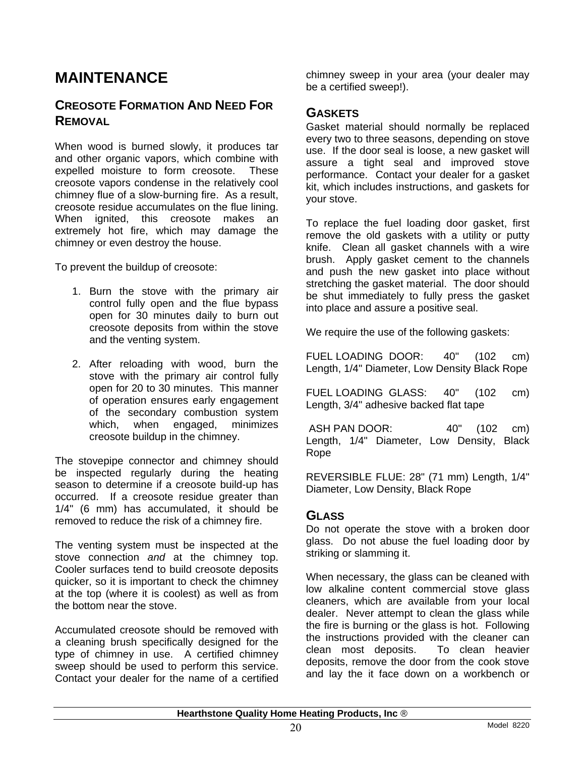# MAINTENANCE

## CREOSOTE FORMATION AND NEED FOR REMOVAL

When wood is burned slowly, it produces tar and other organic vapors, which combine with expelled moisture to form creosote. These creosote vapors condense in the relatively cool chimney flue of a slow-burning fire. As a result, creosote residue accumulates on the flue lining. When ignited, this creosote makes an extremely hot fire, which may damage the chimney or even destroy the house.

To prevent the buildup of creosote:

1. Burn the stove with the primary air control fully open and the flue bypass open for 30 minutes daily to burn out creosote deposits from within the stove and the venting system.

2. After reloading with wood, burn the stove with the primary air control fully open for 20 to 30 minutes. This manner of operation ensures early engagement of the secondary combustion system which, when engaged, minimizes creosote buildup in the chimney.

The stovepipe connector and chimney should be inspected regularly during the heating season to determine if a creosote build-up has occurred. If a creosote residue greater than 1/4" (6 mm) has accumulated, it should be removed to reduce the risk of a chimney fire.

The venting system must be inspected at the stove connection *and* at the chimney top. Cooler surfaces tend to build creosote deposits quicker, so it is important to check the chimney at the top (where it is coolest) as well as from the bottom near the stove.

Accumulated creosote should be removed with a cleaning brush specifically designed for the type of chimney in use. A certified chimney sweep should be used to perform this service. Contact your dealer for the name of a certified chimney sweep in your area (your dealer may be a certified sweep!).

## GASKETS

Gasket material should normally be replaced every two to three seasons, depending on stove use. If the door seal is loose, a new gasket will assure a tight seal and improved stove performance. Contact your dealer for a gasket kit, which includes instructions, and gaskets for your stove.

To replace the fuel loading door gasket, first remove the old gaskets with a utility or putty knife. Clean all gasket channels with a wire brush. Apply gasket cement to the channels and push the new gasket into place without stretching the gasket material. The door should be shut immediately to fully press the gasket into place and assure a positive seal.

We require the use of the following gaskets:

FUEL LOADING DOOR: 40" (102 cm) Length, 1/4" Diameter, Low Density Black Rope

FUEL LOADING GLASS: 40" (102 cm) Length, 3/4" adhesive backed flat tape

ASH PAN DOOR: 40" (102 cm) Length, 1/4" Diameter, Low Density, Black Rope

REVERSIBLE FLUE: 28" (71 mm) Length, 1/4" Diameter, Low Density, Black Rope

## GLASS

Do not operate the stove with a broken door glass. Do not abuse the fuel loading door by striking or slamming it.

When necessary, the glass can be cleaned with low alkaline content commercial stove glass cleaners, which are available from your local dealer. Never attempt to clean the glass while the fire is burning or the glass is hot. Following the instructions provided with the cleaner can clean most deposits. To clean heavier deposits, remove the door from the cook stove and lay the it face down on a workbench or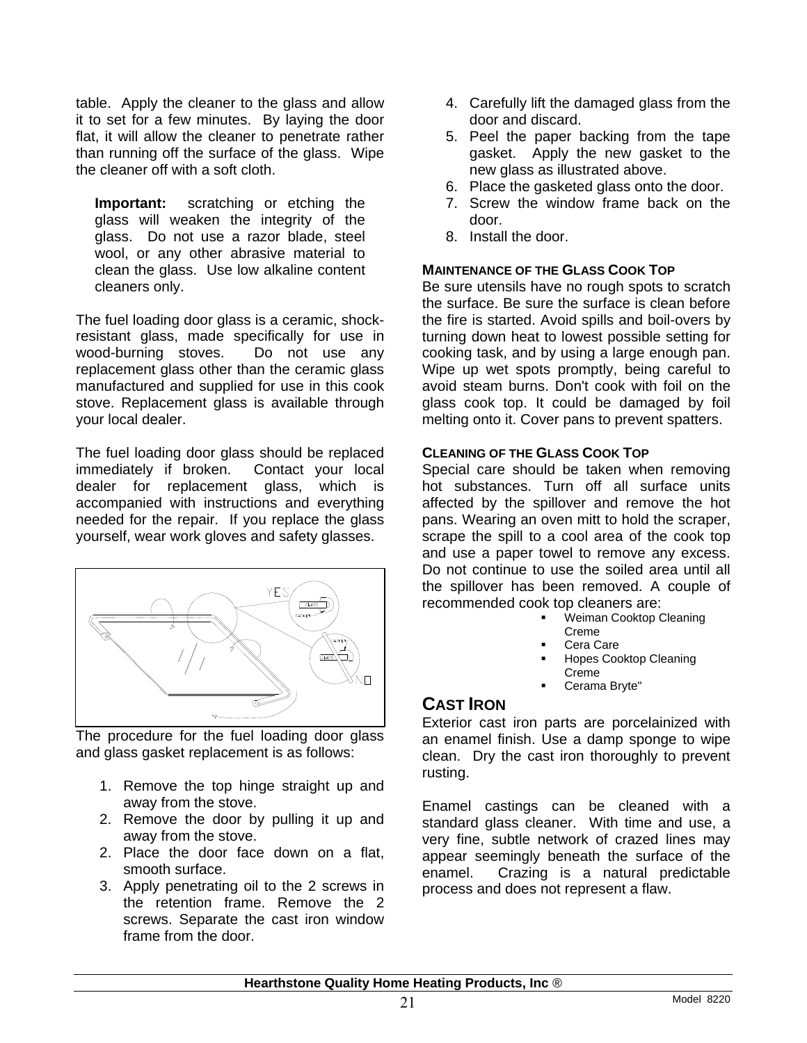table. Apply the cleaner to the glass and allow it to set for a few minutes. By laying the door flat, it will allow the cleaner to penetrate rather than running off the surface of the glass. Wipe the cleaner off with a soft cloth.

> **Important:** scratching or etching the glass will weaken the integrity of the glass. Do not use a razor blade, steel wool, or any other abrasive material to clean the glass. Use low alkaline content cleaners only.

The fuel loading door glass is a ceramic, shock-resistant glass, made specifically for use in wood-burning stoves. Do not use any replacement glass other than the ceramic glass manufactured and supplied for use in this cook stove. Replacement glass is available through your local dealer.

The fuel loading door glass should be replaced immediately if broken. Contact your local dealer for replacement glass, which is accompanied with instructions and everything needed for the repair. If you replace the glass yourself, wear work gloves and safety glasses.

YES
GLASS
GASKET
GASKET
GLASS
NO

The procedure for the fuel loading door glass and glass gasket replacement is as follows:

1. Remove the top hinge straight up and away from the stove.
2. Remove the door by pulling it up and away from the stove.
2. Place the door face down on a flat, smooth surface.
3. Apply penetrating oil to the 2 screws in the retention frame. Remove the 2 screws. Separate the cast iron window frame from the door.
4. Carefully lift the damaged glass from the door and discard.
5. Peel the paper backing from the tape gasket. Apply the new gasket to the new glass as illustrated above.
6. Place the gasketed glass onto the door.
7. Screw the window frame back on the door.
8. Install the door.

#### MAINTENANCE OF THE GLASS COOK TOP

Be sure utensils have no rough spots to scratch the surface. Be sure the surface is clean before the fire is started. Avoid spills and boil-overs by turning down heat to lowest possible setting for cooking task, and by using a large enough pan. Wipe up wet spots promptly, being careful to avoid steam burns. Don't cook with foil on the glass cook top. It could be damaged by foil melting onto it. Cover pans to prevent spatters.

#### CLEANING OF THE GLASS COOK TOP

Special care should be taken when removing hot substances. Turn off all surface units affected by the spillover and remove the hot pans. Wearing an oven mitt to hold the scraper, scrape the spill to a cool area of the cook top and use a paper towel to remove any excess. Do not continue to use the soiled area until all the spillover has been removed. A couple of recommended cook top cleaners are:

- Weiman Cooktop Cleaning Creme
- Cera Care
- Hopes Cooktop Cleaning Creme
- Cerama Bryte"

## CAST IRON

Exterior cast iron parts are porcelainized with an enamel finish. Use a damp sponge to wipe clean. Dry the cast iron thoroughly to prevent rusting.

Enamel castings can be cleaned with a standard glass cleaner. With time and use, a very fine, subtle network of crazed lines may appear seemingly beneath the surface of the enamel. Crazing is a natural predictable process and does not represent a flaw.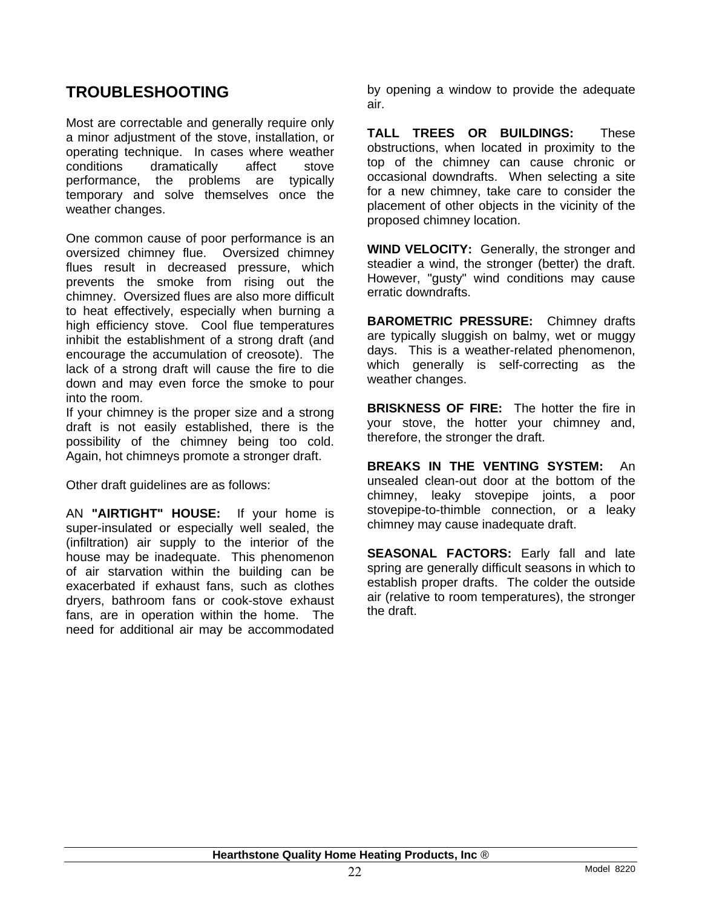## TROUBLESHOOTING

Most are correctable and generally require only a minor adjustment of the stove, installation, or operating technique. In cases where weather conditions dramatically affect stove performance, the problems are typically temporary and solve themselves once the weather changes.

One common cause of poor performance is an oversized chimney flue. Oversized chimney flues result in decreased pressure, which prevents the smoke from rising out the chimney. Oversized flues are also more difficult to heat effectively, especially when burning a high efficiency stove. Cool flue temperatures inhibit the establishment of a strong draft (and encourage the accumulation of creosote). The lack of a strong draft will cause the fire to die down and may even force the smoke to pour into the room.
If your chimney is the proper size and a strong draft is not easily established, there is the possibility of the chimney being too cold. Again, hot chimneys promote a stronger draft.

Other draft guidelines are as follows:

AN **"AIRTIGHT" HOUSE:** If your home is super-insulated or especially well sealed, the (infiltration) air supply to the interior of the house may be inadequate. This phenomenon of air starvation within the building can be exacerbated if exhaust fans, such as clothes dryers, bathroom fans or cook-stove exhaust fans, are in operation within the home. The need for additional air may be accommodated by opening a window to provide the adequate air.

**TALL TREES OR BUILDINGS:** These obstructions, when located in proximity to the top of the chimney can cause chronic or occasional downdrafts. When selecting a site for a new chimney, take care to consider the placement of other objects in the vicinity of the proposed chimney location.

**WIND VELOCITY:** Generally, the stronger and steadier a wind, the stronger (better) the draft. However, "gusty" wind conditions may cause erratic downdrafts.

**BAROMETRIC PRESSURE:** Chimney drafts are typically sluggish on balmy, wet or muggy days. This is a weather-related phenomenon, which generally is self-correcting as the weather changes.

**BRISKNESS OF FIRE:** The hotter the fire in your stove, the hotter your chimney and, therefore, the stronger the draft.

**BREAKS IN THE VENTING SYSTEM:** An unsealed clean-out door at the bottom of the chimney, leaky stovepipe joints, a poor stovepipe-to-thimble connection, or a leaky chimney may cause inadequate draft.

**SEASONAL FACTORS:** Early fall and late spring are generally difficult seasons in which to establish proper drafts. The colder the outside air (relative to room temperatures), the stronger the draft.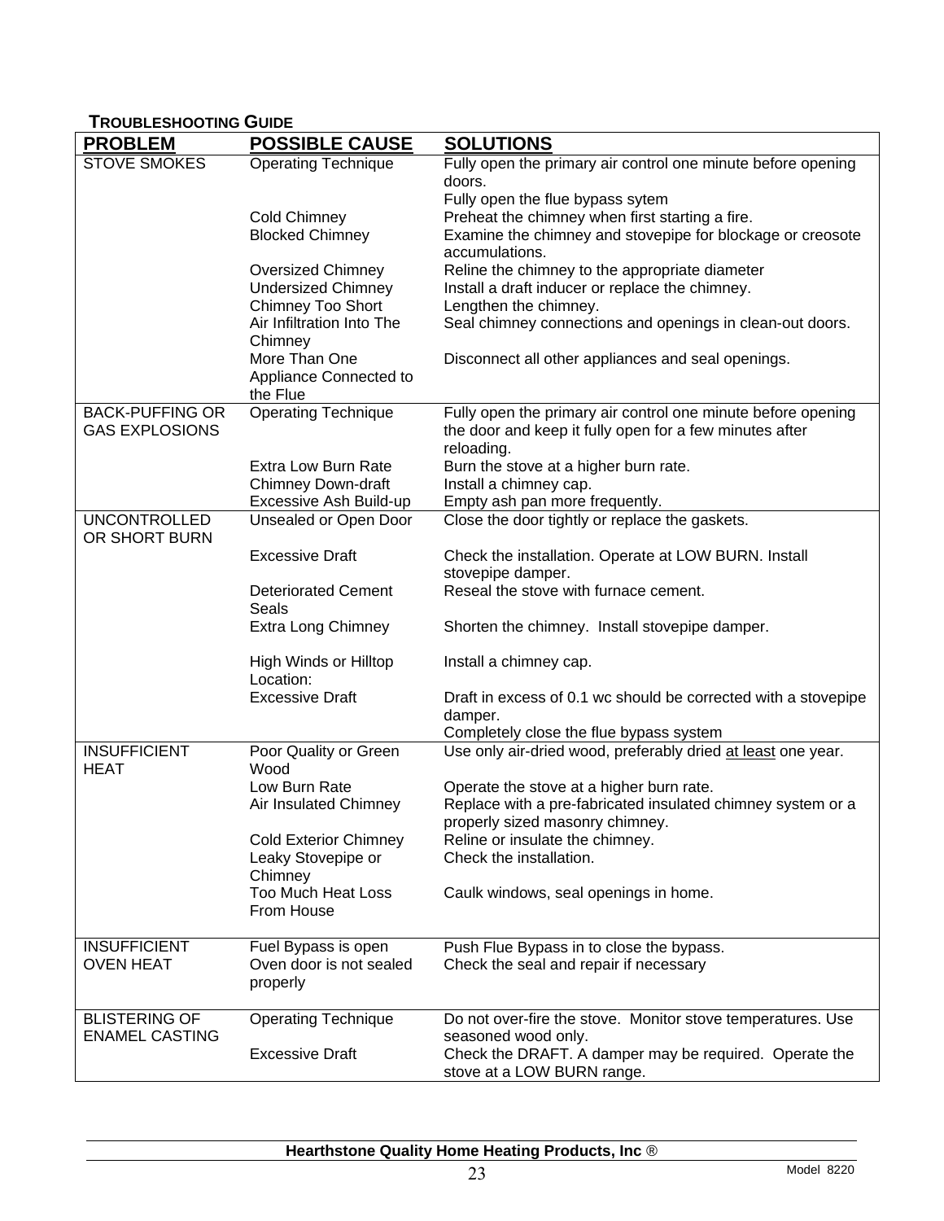### TROUBLESHOOTING GUIDE

| PROBLEM | POSSIBLE CAUSE | SOLUTIONS |
|---|---|---|
| STOVE SMOKES | Operating Technique | Fully open the primary air control one minute before opening doors. Fully open the flue bypass sytem |
| | Cold Chimney | Preheat the chimney when first starting a fire. |
| | Blocked Chimney | Examine the chimney and stovepipe for blockage or creosote accumulations. |
| | Oversized Chimney | Reline the chimney to the appropriate diameter |
| | Undersized Chimney | Install a draft inducer or replace the chimney. |
| | Chimney Too Short | Lengthen the chimney. |
| | Air Infiltration Into The Chimney | Seal chimney connections and openings in clean-out doors. |
| | More Than One Appliance Connected to the Flue | Disconnect all other appliances and seal openings. |
| BACK-PUFFING OR GAS EXPLOSIONS | Operating Technique | Fully open the primary air control one minute before opening the door and keep it fully open for a few minutes after reloading. |
| | Extra Low Burn Rate | Burn the stove at a higher burn rate. |
| | Chimney Down-draft | Install a chimney cap. |
| | Excessive Ash Build-up | Empty ash pan more frequently. |
| UNCONTROLLED OR SHORT BURN | Unsealed or Open Door | Close the door tightly or replace the gaskets. |
| | Excessive Draft | Check the installation. Operate at LOW BURN. Install stovepipe damper. |
| | Deteriorated Cement Seals | Reseal the stove with furnace cement. |
| | Extra Long Chimney | Shorten the chimney. Install stovepipe damper. |
| | High Winds or Hilltop Location: | Install a chimney cap. |
| | Excessive Draft | Draft in excess of 0.1 wc should be corrected with a stovepipe damper. Completely close the flue bypass system |
| INSUFFICIENT HEAT | Poor Quality or Green Wood | Use only air-dried wood, preferably dried <u>at least</u> one year. |
| | Low Burn Rate | Operate the stove at a higher burn rate. |
| | Air Insulated Chimney | Replace with a pre-fabricated insulated chimney system or a properly sized masonry chimney. |
| | Cold Exterior Chimney | Reline or insulate the chimney. |
| | Leaky Stovepipe or Chimney | Check the installation. |
| | Too Much Heat Loss From House | Caulk windows, seal openings in home. |
| INSUFFICIENT OVEN HEAT | Fuel Bypass is open | Push Flue Bypass in to close the bypass. |
| | Oven door is not sealed properly | Check the seal and repair if necessary |
| BLISTERING OF ENAMEL CASTING | Operating Technique | Do not over-fire the stove. Monitor stove temperatures. Use seasoned wood only. |
| | Excessive Draft | Check the DRAFT. A damper may be required. Operate the stove at a LOW BURN range. |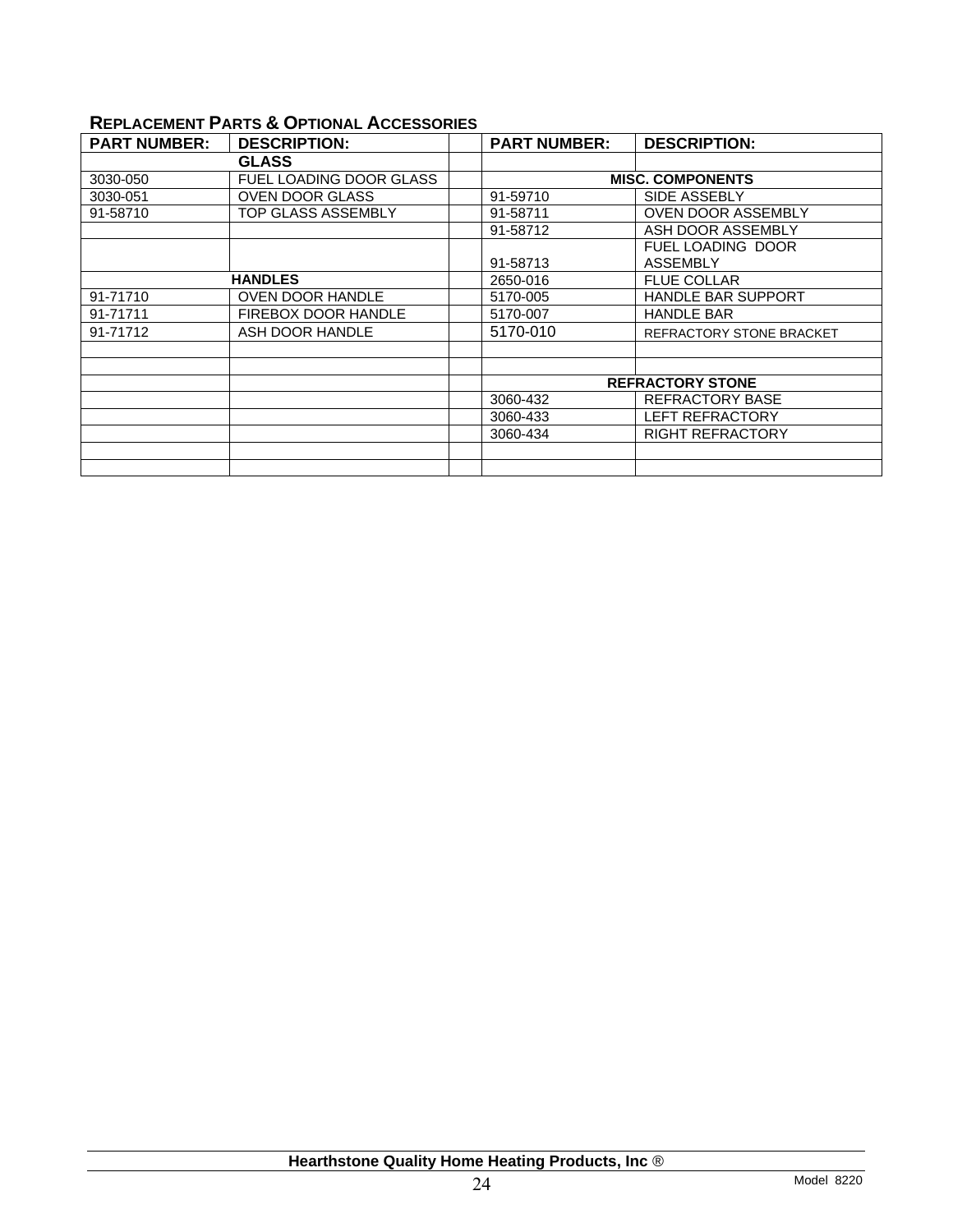## Replacement Parts & Optional Accessories

| PART NUMBER: | DESCRIPTION: | | PART NUMBER: | DESCRIPTION: |
|---|---|---|---|---|
| | **GLASS** | | | |
| 3030-050 | FUEL LOADING DOOR GLASS | | **MISC. COMPONENTS** | |
| 3030-051 | OVEN DOOR GLASS | | 91-59710 | SIDE ASSEBLY |
| 91-58710 | TOP GLASS ASSEMBLY | | 91-58711 | OVEN DOOR ASSEMBLY |
| | | | 91-58712 | ASH DOOR ASSEMBLY |
| | | | 91-58713 | FUEL LOADING DOOR ASSEMBLY |
| **HANDLES** | | | 2650-016 | FLUE COLLAR |
| 91-71710 | OVEN DOOR HANDLE | | 5170-005 | HANDLE BAR SUPPORT |
| 91-71711 | FIREBOX DOOR HANDLE | | 5170-007 | HANDLE BAR |
| 91-71712 | ASH DOOR HANDLE | | 5170-010 | REFRACTORY STONE BRACKET |
| | | | | |
| | | | | |
| | | | **REFRACTORY STONE** | |
| | | | 3060-432 | REFRACTORY BASE |
| | | | 3060-433 | LEFT REFRACTORY |
| | | | 3060-434 | RIGHT REFRACTORY |
| | | | | |
| | | | | |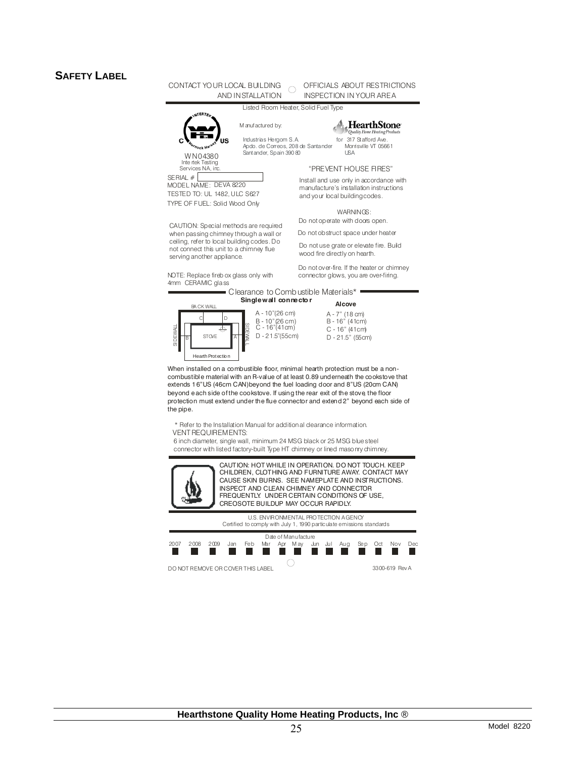## SAFETY LABEL

CONTACT YOUR LOCAL BUILDING OFFICIALS ABOUT RESTRICTIONS AND INSTALLATION INSPECTION IN YOUR AREA

Listed Room Heater, Solid Fuel Type

WN04380
Intertek Testing Services NA, inc.

Manufactured by:

Industrias Hergom S.A.
Apdo. de Correos, 208 de Santander
Santander, Spain 39080

**HearthStone**
*Quality Home Heating Products*

for 317 Stafford Ave.
Morrisville VT 05661
USA

SERIAL #
MODEL NAME: DEVA 8220
TESTED TO: UL 1482, ULC S627
TYPE OF FUEL: Solid Wood Only

"PREVENT HOUSE FIRES"

Install and use only in accordance with manufacture's installation instructions and your local building codes.

WARNINGS:

Do not operate with doors open.

Do not obstruct space under heater

Do not use grate or elevate fire. Build wood fire directly on hearth.

Do not over-fire. If the heater or chimney connector glows, you are over-firing.

CAUTION: Special methods are required when passing chimney through a wall or ceiling, refer to local building codes. Do not connect this unit to a chimney flue serving another appliance.

NOTE: Replace firebox glass only with 4mm CERAMIC glass

Clearance to Combustible Materials*

BACK WALL
SIDEWALL
SIDEWALL
STOVE
Hearth Protection
C D B A

| Single wall connector | Alcove |
|---|---|
| A - 10"(26 cm) | A - 7" (18 cm) |
| B - 10"(26 cm) | B - 16" (41cm) |
| C - 16"(41cm) | C - 16" (41cm) |
| D - 21.5"(55cm) | D - 21.5" (55cm) |

When installed on a combustible floor, minimal hearth protection must be a non-combustible material with an R-value of at least 0.89 underneath the cookstove that extends 16"US (46cm CAN)beyond the fuel loading door and 8"US (20cm CAN) beyond each side of the cookstove. If using the rear exit of the stove, the floor protection must extend under the flue connector and extend 2" beyond each side of the pipe.

\* Refer to the Installation Manual for additional clearance information.

VENT REQUIREMENTS:

6 inch diameter, single wall, minimum 24 MSG black or 25 MSG blue steel connector with listed factory-built Type HT chimney or lined masonry chimney.

CAUTION: HOT WHILE IN OPERATION. DO NOT TOUCH. KEEP CHILDREN, CLOTHING AND FURNITURE AWAY. CONTACT MAY CAUSE SKIN BURNS. SEE NAMEPLATE AND INSTRUCTIONS. INSPECT AND CLEAN CHIMNEY AND CONNECTOR FREQUENTLY. UNDER CERTAIN CONDITIONS OF USE, CREOSOTE BUILDUP MAY OCCUR RAPIDLY.

U.S. ENVIRONMENTAL PROTECTION AGENCY
Certified to comply with July 1, 1990 particulate emissions standards

Date of Manufacture

2007 2008 2009 Jan Feb Mar Apr May Jun Jul Aug Sep Oct Nov Dec

DO NOT REMOVE OR COVER THIS LABEL

3300-619 Rev A

**Hearthstone Quality Home Heating Products, Inc ®**

Model 8220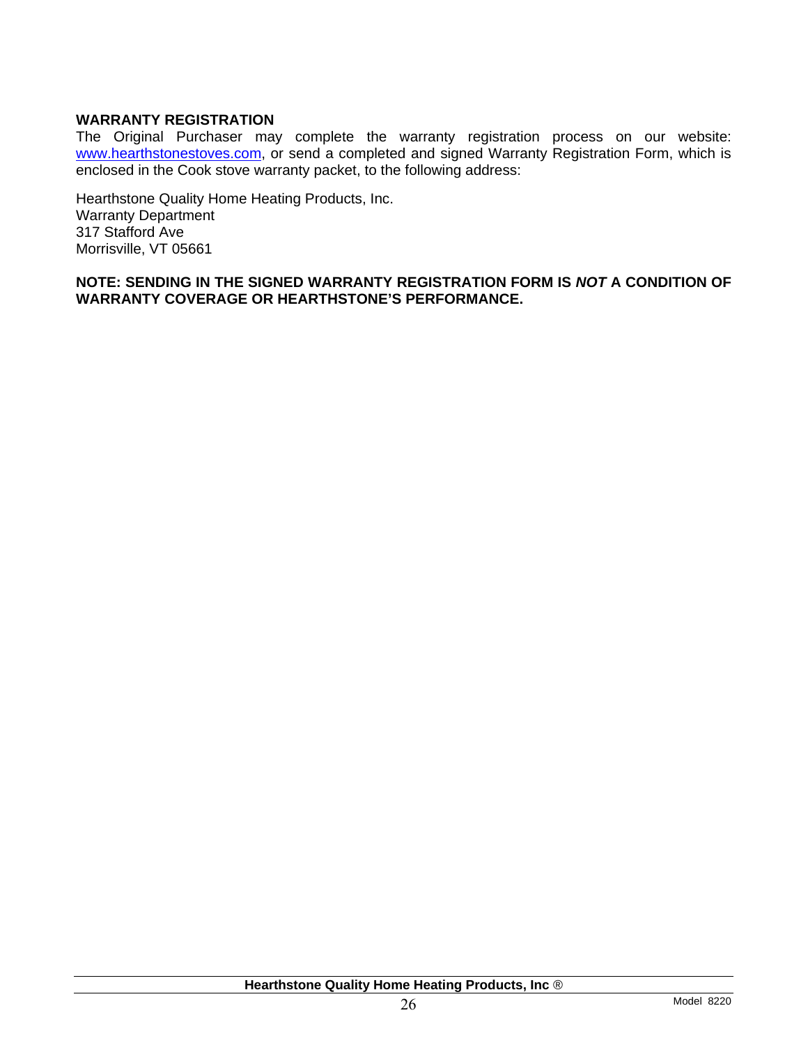## WARRANTY REGISTRATION

The Original Purchaser may complete the warranty registration process on our website: www.hearthstonestoves.com, or send a completed and signed Warranty Registration Form, which is enclosed in the Cook stove warranty packet, to the following address:

Hearthstone Quality Home Heating Products, Inc.
Warranty Department
317 Stafford Ave
Morrisville, VT 05661

**NOTE: SENDING IN THE SIGNED WARRANTY REGISTRATION FORM IS *NOT* A CONDITION OF WARRANTY COVERAGE OR HEARTHSTONE'S PERFORMANCE.**